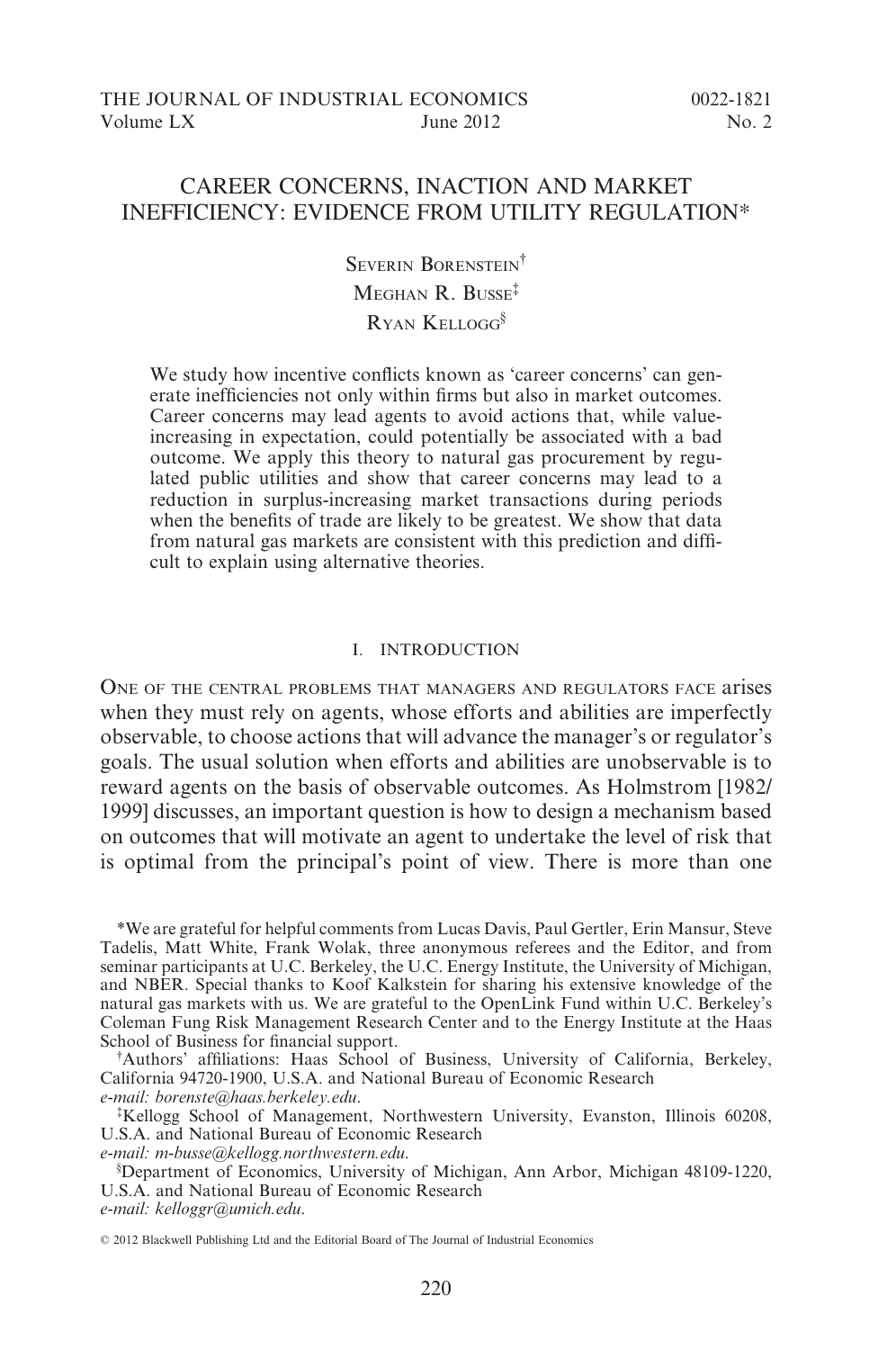# CAREER CONCERNS, INACTION AND MARKET INEFFICIENCY: EVIDENCE FROM UTILITY REGULATION*

SEVERIN BORENSTEIN[†]

MEGHAN R. BUSSE[‡]

RYAN KELLOGG[§]

We study how incentive conflicts known as 'career concerns' can generate inefficiencies not only within firms but also in market outcomes. Career concerns may lead agents to avoid actions that, while value-increasing in expectation, could potentially be associated with a bad outcome. We apply this theory to natural gas procurement by regulated public utilities and show that career concerns may lead to a reduction in surplus-increasing market transactions during periods when the benefits of trade are likely to be greatest. We show that data from natural gas markets are consistent with this prediction and difficult to explain using alternative theories.

## I. INTRODUCTION

ONE OF THE CENTRAL PROBLEMS THAT MANAGERS AND REGULATORS FACE arises when they must rely on agents, whose efforts and abilities are imperfectly observable, to choose actions that will advance the manager's or regulator's goals. The usual solution when efforts and abilities are unobservable is to reward agents on the basis of observable outcomes. As Holmstrom [1982/1999] discusses, an important question is how to design a mechanism based on outcomes that will motivate an agent to undertake the level of risk that is optimal from the principal's point of view. There is more than one

*We are grateful for helpful comments from Lucas Davis, Paul Gertler, Erin Mansur, Steve Tadelis, Matt White, Frank Wolak, three anonymous referees and the Editor, and from seminar participants at U.C. Berkeley, the U.C. Energy Institute, the University of Michigan, and NBER. Special thanks to Koof Kalkstein for sharing his extensive knowledge of the natural gas markets with us. We are grateful to the OpenLink Fund within U.C. Berkeley's Coleman Fung Risk Management Research Center and to the Energy Institute at the Haas School of Business for financial support.

[†]Authors' affiliations: Haas School of Business, University of California, Berkeley, California 94720-1900, U.S.A. and National Bureau of Economic Research
*e-mail: borenste@haas.berkeley.edu*.

[‡]Kellogg School of Management, Northwestern University, Evanston, Illinois 60208, U.S.A. and National Bureau of Economic Research
*e-mail: m-busse@kellogg.northwestern.edu*.

[§]Department of Economics, University of Michigan, Ann Arbor, Michigan 48109-1220, U.S.A. and National Bureau of Economic Research
*e-mail: kelloggr@umich.edu*.

© 2012 Blackwell Publishing Ltd and the Editorial Board of The Journal of Industrial Economics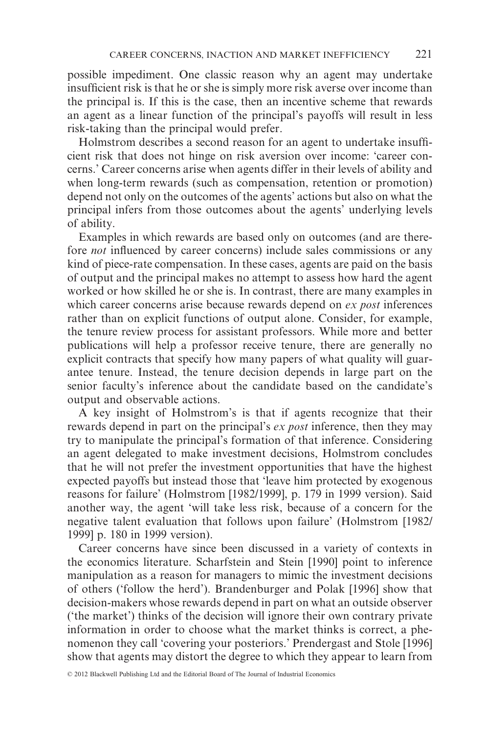possible impediment. One classic reason why an agent may undertake insufficient risk is that he or she is simply more risk averse over income than the principal is. If this is the case, then an incentive scheme that rewards an agent as a linear function of the principal's payoffs will result in less risk-taking than the principal would prefer.

Holmstrom describes a second reason for an agent to undertake insufficient risk that does not hinge on risk aversion over income: 'career concerns.' Career concerns arise when agents differ in their levels of ability and when long-term rewards (such as compensation, retention or promotion) depend not only on the outcomes of the agents' actions but also on what the principal infers from those outcomes about the agents' underlying levels of ability.

Examples in which rewards are based only on outcomes (and are therefore *not* influenced by career concerns) include sales commissions or any kind of piece-rate compensation. In these cases, agents are paid on the basis of output and the principal makes no attempt to assess how hard the agent worked or how skilled he or she is. In contrast, there are many examples in which career concerns arise because rewards depend on *ex post* inferences rather than on explicit functions of output alone. Consider, for example, the tenure review process for assistant professors. While more and better publications will help a professor receive tenure, there are generally no explicit contracts that specify how many papers of what quality will guarantee tenure. Instead, the tenure decision depends in large part on the senior faculty's inference about the candidate based on the candidate's output and observable actions.

A key insight of Holmstrom's is that if agents recognize that their rewards depend in part on the principal's *ex post* inference, then they may try to manipulate the principal's formation of that inference. Considering an agent delegated to make investment decisions, Holmstrom concludes that he will not prefer the investment opportunities that have the highest expected payoffs but instead those that 'leave him protected by exogenous reasons for failure' (Holmstrom [1982/1999], p. 179 in 1999 version). Said another way, the agent 'will take less risk, because of a concern for the negative talent evaluation that follows upon failure' (Holmstrom [1982/1999] p. 180 in 1999 version).

Career concerns have since been discussed in a variety of contexts in the economics literature. Scharfstein and Stein [1990] point to inference manipulation as a reason for managers to mimic the investment decisions of others ('follow the herd'). Brandenburger and Polak [1996] show that decision-makers whose rewards depend in part on what an outside observer ('the market') thinks of the decision will ignore their own contrary private information in order to choose what the market thinks is correct, a phenomenon they call 'covering your posteriors.' Prendergast and Stole [1996] show that agents may distort the degree to which they appear to learn from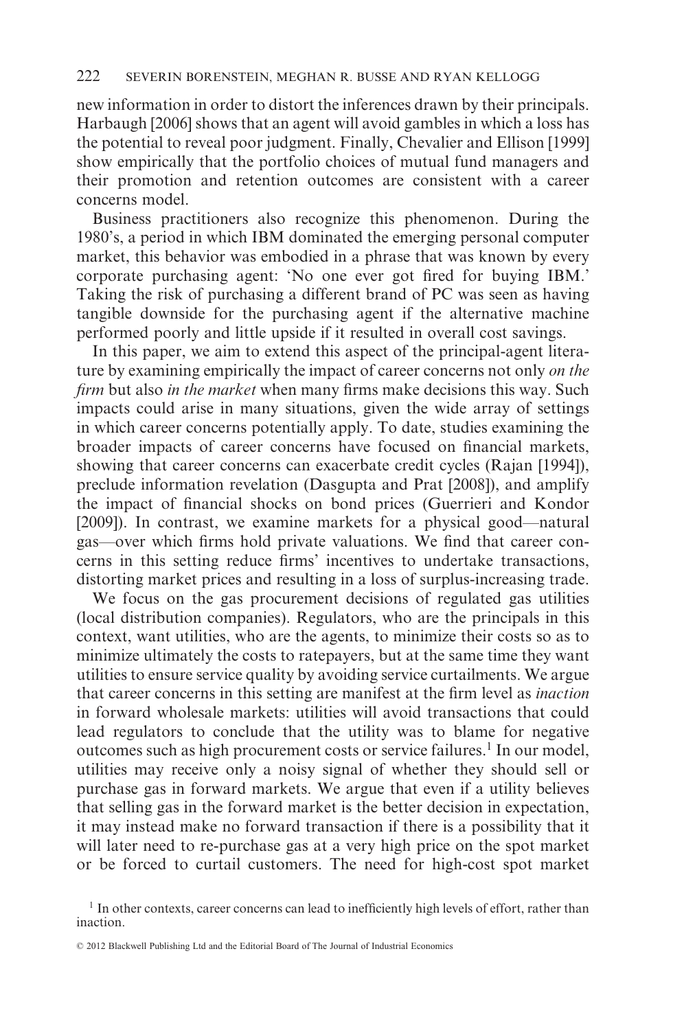new information in order to distort the inferences drawn by their principals. Harbaugh [2006] shows that an agent will avoid gambles in which a loss has the potential to reveal poor judgment. Finally, Chevalier and Ellison [1999] show empirically that the portfolio choices of mutual fund managers and their promotion and retention outcomes are consistent with a career concerns model.

Business practitioners also recognize this phenomenon. During the 1980's, a period in which IBM dominated the emerging personal computer market, this behavior was embodied in a phrase that was known by every corporate purchasing agent: 'No one ever got fired for buying IBM.' Taking the risk of purchasing a different brand of PC was seen as having tangible downside for the purchasing agent if the alternative machine performed poorly and little upside if it resulted in overall cost savings.

In this paper, we aim to extend this aspect of the principal-agent literature by examining empirically the impact of career concerns not only *on the firm* but also *in the market* when many firms make decisions this way. Such impacts could arise in many situations, given the wide array of settings in which career concerns potentially apply. To date, studies examining the broader impacts of career concerns have focused on financial markets, showing that career concerns can exacerbate credit cycles (Rajan [1994]), preclude information revelation (Dasgupta and Prat [2008]), and amplify the impact of financial shocks on bond prices (Guerrieri and Kondor [2009]). In contrast, we examine markets for a physical good—natural gas—over which firms hold private valuations. We find that career concerns in this setting reduce firms' incentives to undertake transactions, distorting market prices and resulting in a loss of surplus-increasing trade.

We focus on the gas procurement decisions of regulated gas utilities (local distribution companies). Regulators, who are the principals in this context, want utilities, who are the agents, to minimize their costs so as to minimize ultimately the costs to ratepayers, but at the same time they want utilities to ensure service quality by avoiding service curtailments. We argue that career concerns in this setting are manifest at the firm level as *inaction* in forward wholesale markets: utilities will avoid transactions that could lead regulators to conclude that the utility was to blame for negative outcomes such as high procurement costs or service failures.[1] In our model, utilities may receive only a noisy signal of whether they should sell or purchase gas in forward markets. We argue that even if a utility believes that selling gas in the forward market is the better decision in expectation, it may instead make no forward transaction if there is a possibility that it will later need to re-purchase gas at a very high price on the spot market or be forced to curtail customers. The need for high-cost spot market

[1] In other contexts, career concerns can lead to inefficiently high levels of effort, rather than inaction.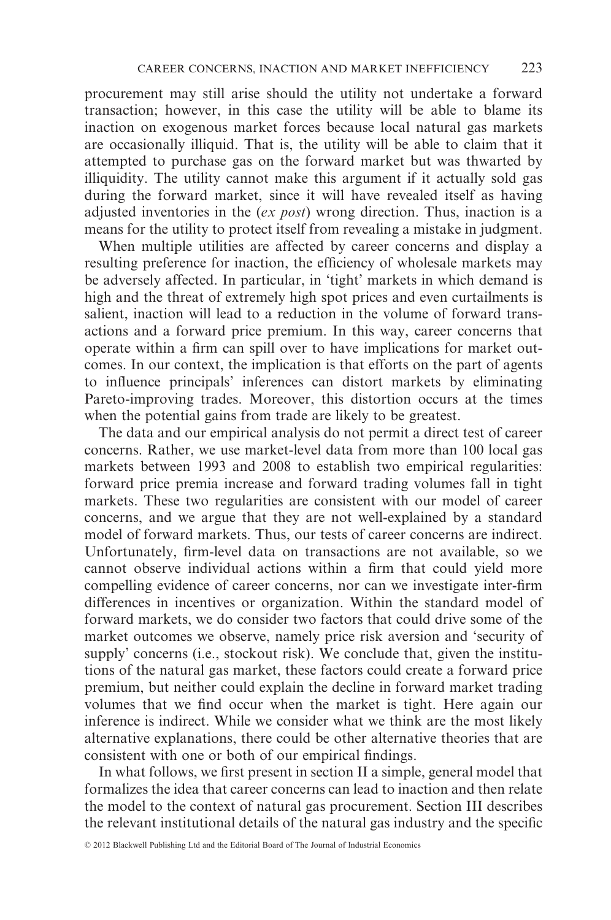procurement may still arise should the utility not undertake a forward transaction; however, in this case the utility will be able to blame its inaction on exogenous market forces because local natural gas markets are occasionally illiquid. That is, the utility will be able to claim that it attempted to purchase gas on the forward market but was thwarted by illiquidity. The utility cannot make this argument if it actually sold gas during the forward market, since it will have revealed itself as having adjusted inventories in the (*ex post*) wrong direction. Thus, inaction is a means for the utility to protect itself from revealing a mistake in judgment.

When multiple utilities are affected by career concerns and display a resulting preference for inaction, the efficiency of wholesale markets may be adversely affected. In particular, in 'tight' markets in which demand is high and the threat of extremely high spot prices and even curtailments is salient, inaction will lead to a reduction in the volume of forward transactions and a forward price premium. In this way, career concerns that operate within a firm can spill over to have implications for market outcomes. In our context, the implication is that efforts on the part of agents to influence principals' inferences can distort markets by eliminating Pareto-improving trades. Moreover, this distortion occurs at the times when the potential gains from trade are likely to be greatest.

The data and our empirical analysis do not permit a direct test of career concerns. Rather, we use market-level data from more than 100 local gas markets between 1993 and 2008 to establish two empirical regularities: forward price premia increase and forward trading volumes fall in tight markets. These two regularities are consistent with our model of career concerns, and we argue that they are not well-explained by a standard model of forward markets. Thus, our tests of career concerns are indirect. Unfortunately, firm-level data on transactions are not available, so we cannot observe individual actions within a firm that could yield more compelling evidence of career concerns, nor can we investigate inter-firm differences in incentives or organization. Within the standard model of forward markets, we do consider two factors that could drive some of the market outcomes we observe, namely price risk aversion and 'security of supply' concerns (i.e., stockout risk). We conclude that, given the institutions of the natural gas market, these factors could create a forward price premium, but neither could explain the decline in forward market trading volumes that we find occur when the market is tight. Here again our inference is indirect. While we consider what we think are the most likely alternative explanations, there could be other alternative theories that are consistent with one or both of our empirical findings.

In what follows, we first present in section II a simple, general model that formalizes the idea that career concerns can lead to inaction and then relate the model to the context of natural gas procurement. Section III describes the relevant institutional details of the natural gas industry and the specific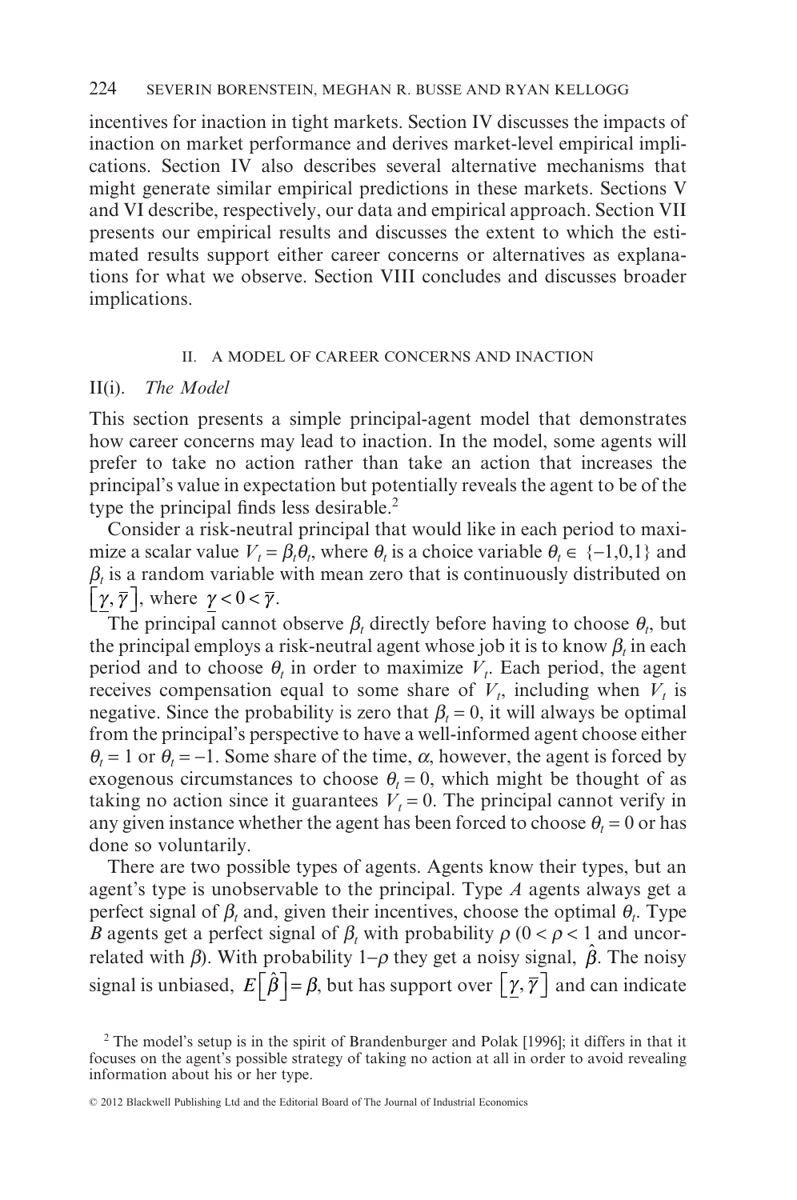incentives for inaction in tight markets. Section IV discusses the impacts of inaction on market performance and derives market-level empirical implications. Section IV also describes several alternative mechanisms that might generate similar empirical predictions in these markets. Sections V and VI describe, respectively, our data and empirical approach. Section VII presents our empirical results and discusses the extent to which the estimated results support either career concerns or alternatives as explanations for what we observe. Section VIII concludes and discusses broader implications.

## II. A MODEL OF CAREER CONCERNS AND INACTION

### II(i). *The Model*

This section presents a simple principal-agent model that demonstrates how career concerns may lead to inaction. In the model, some agents will prefer to take no action rather than take an action that increases the principal's value in expectation but potentially reveals the agent to be of the type the principal finds less desirable.[2]

Consider a risk-neutral principal that would like in each period to maximize a scalar value $V_t = \beta_t \theta_t$, where $\theta_t$ is a choice variable $\theta_t \in \{-1,0,1\}$ and $\beta_t$ is a random variable with mean zero that is continuously distributed on $\left[\underline{\gamma}, \overline{\gamma}\right]$, where $\underline{\gamma} < 0 < \overline{\gamma}$.

The principal cannot observe $\beta_t$ directly before having to choose $\theta_t$, but the principal employs a risk-neutral agent whose job it is to know $\beta_t$ in each period and to choose $\theta_t$ in order to maximize $V_t$. Each period, the agent receives compensation equal to some share of $V_t$, including when $V_t$ is negative. Since the probability is zero that $\beta_t = 0$, it will always be optimal from the principal's perspective to have a well-informed agent choose either $\theta_t = 1$ or $\theta_t = -1$. Some share of the time, $\alpha$, however, the agent is forced by exogenous circumstances to choose $\theta_t = 0$, which might be thought of as taking no action since it guarantees $V_t = 0$. The principal cannot verify in any given instance whether the agent has been forced to choose $\theta_t = 0$ or has done so voluntarily.

There are two possible types of agents. Agents know their types, but an agent's type is unobservable to the principal. Type *A* agents always get a perfect signal of $\beta_t$ and, given their incentives, choose the optimal $\theta_t$. Type *B* agents get a perfect signal of $\beta_t$ with probability $\rho$ ($0 < \rho < 1$ and uncorrelated with $\beta$). With probability $1-\rho$ they get a noisy signal, $\hat{\beta}$. The noisy signal is unbiased, $E\left[\hat{\beta}\right] = \beta$, but has support over $\left[\underline{\gamma}, \overline{\gamma}\right]$ and can indicate

[2] The model's setup is in the spirit of Brandenburger and Polak [1996]; it differs in that it focuses on the agent's possible strategy of taking no action at all in order to avoid revealing information about his or her type.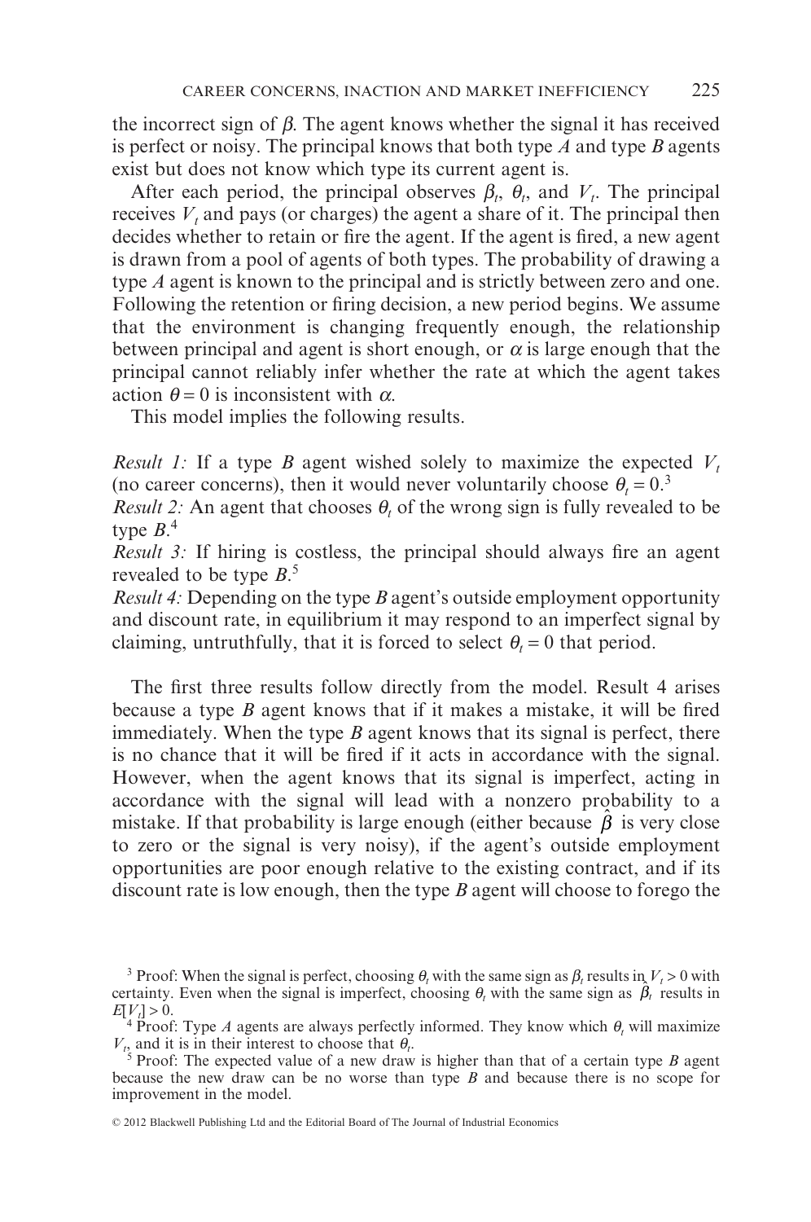the incorrect sign of $\beta$. The agent knows whether the signal it has received is perfect or noisy. The principal knows that both type *A* and type *B* agents exist but does not know which type its current agent is.

After each period, the principal observes $\beta_t$, $\theta_t$, and $V_t$. The principal receives $V_t$ and pays (or charges) the agent a share of it. The principal then decides whether to retain or fire the agent. If the agent is fired, a new agent is drawn from a pool of agents of both types. The probability of drawing a type *A* agent is known to the principal and is strictly between zero and one. Following the retention or firing decision, a new period begins. We assume that the environment is changing frequently enough, the relationship between principal and agent is short enough, or $\alpha$ is large enough that the principal cannot reliably infer whether the rate at which the agent takes action $\theta = 0$ is inconsistent with $\alpha$.

This model implies the following results.

*Result 1:* If a type *B* agent wished solely to maximize the expected $V_t$ (no career concerns), then it would never voluntarily choose $\theta_t = 0$.[3]
*Result 2:* An agent that chooses $\theta_t$ of the wrong sign is fully revealed to be type *B*.[4]
*Result 3:* If hiring is costless, the principal should always fire an agent revealed to be type *B*.[5]
*Result 4:* Depending on the type *B* agent's outside employment opportunity and discount rate, in equilibrium it may respond to an imperfect signal by claiming, untruthfully, that it is forced to select $\theta_t = 0$ that period.

The first three results follow directly from the model. Result 4 arises because a type *B* agent knows that if it makes a mistake, it will be fired immediately. When the type *B* agent knows that its signal is perfect, there is no chance that it will be fired if it acts in accordance with the signal. However, when the agent knows that its signal is imperfect, acting in accordance with the signal will lead with a nonzero probability to a mistake. If that probability is large enough (either because $\hat{\beta}$ is very close to zero or the signal is very noisy), if the agent's outside employment opportunities are poor enough relative to the existing contract, and if its discount rate is low enough, then the type *B* agent will choose to forego the

[3] Proof: When the signal is perfect, choosing $\theta_t$ with the same sign as $\beta_t$ results in $V_t > 0$ with certainty. Even when the signal is imperfect, choosing $\theta_t$ with the same sign as $\hat{\beta}_t$ results in $E[V_t] > 0$.

[4] Proof: Type *A* agents are always perfectly informed. They know which $\theta_t$ will maximize $V_t$, and it is in their interest to choose that $\theta_t$.

[5] Proof: The expected value of a new draw is higher than that of a certain type *B* agent because the new draw can be no worse than type *B* and because there is no scope for improvement in the model.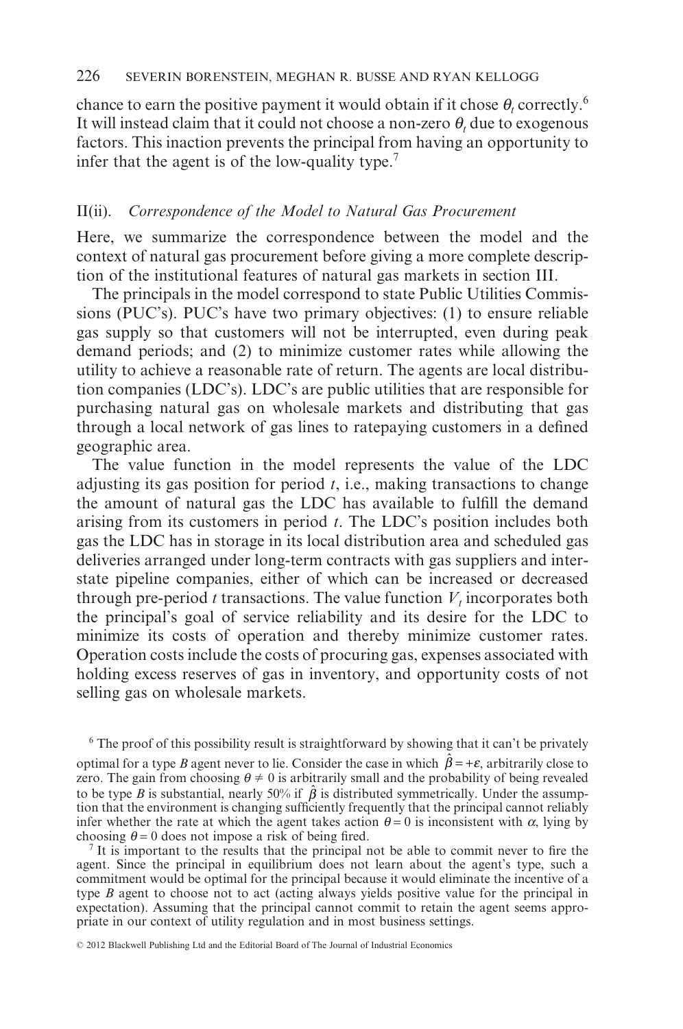chance to earn the positive payment it would obtain if it chose $\theta_t$ correctly.[6] It will instead claim that it could not choose a non-zero $\theta_t$ due to exogenous factors. This inaction prevents the principal from having an opportunity to infer that the agent is of the low-quality type.[7]

## II(ii). *Correspondence of the Model to Natural Gas Procurement*

Here, we summarize the correspondence between the model and the context of natural gas procurement before giving a more complete description of the institutional features of natural gas markets in section III.

The principals in the model correspond to state Public Utilities Commissions (PUC's). PUC's have two primary objectives: (1) to ensure reliable gas supply so that customers will not be interrupted, even during peak demand periods; and (2) to minimize customer rates while allowing the utility to achieve a reasonable rate of return. The agents are local distribution companies (LDC's). LDC's are public utilities that are responsible for purchasing natural gas on wholesale markets and distributing that gas through a local network of gas lines to ratepaying customers in a defined geographic area.

The value function in the model represents the value of the LDC adjusting its gas position for period $t$, i.e., making transactions to change the amount of natural gas the LDC has available to fulfill the demand arising from its customers in period $t$. The LDC's position includes both gas the LDC has in storage in its local distribution area and scheduled gas deliveries arranged under long-term contracts with gas suppliers and interstate pipeline companies, either of which can be increased or decreased through pre-period $t$ transactions. The value function $V_t$ incorporates both the principal's goal of service reliability and its desire for the LDC to minimize its costs of operation and thereby minimize customer rates. Operation costs include the costs of procuring gas, expenses associated with holding excess reserves of gas in inventory, and opportunity costs of not selling gas on wholesale markets.

[6] The proof of this possibility result is straightforward by showing that it can't be privately optimal for a type $B$ agent never to lie. Consider the case in which $\hat{\beta} = +\varepsilon$, arbitrarily close to zero. The gain from choosing $\theta \neq 0$ is arbitrarily small and the probability of being revealed to be type $B$ is substantial, nearly 50% if $\hat{\beta}$ is distributed symmetrically. Under the assumption that the environment is changing sufficiently frequently that the principal cannot reliably infer whether the rate at which the agent takes action $\theta = 0$ is inconsistent with $\alpha$, lying by choosing $\theta = 0$ does not impose a risk of being fired.

[7] It is important to the results that the principal not be able to commit never to fire the agent. Since the principal in equilibrium does not learn about the agent's type, such a commitment would be optimal for the principal because it would eliminate the incentive of a type $B$ agent to choose not to act (acting always yields positive value for the principal in expectation). Assuming that the principal cannot commit to retain the agent seems appropriate in our context of utility regulation and in most business settings.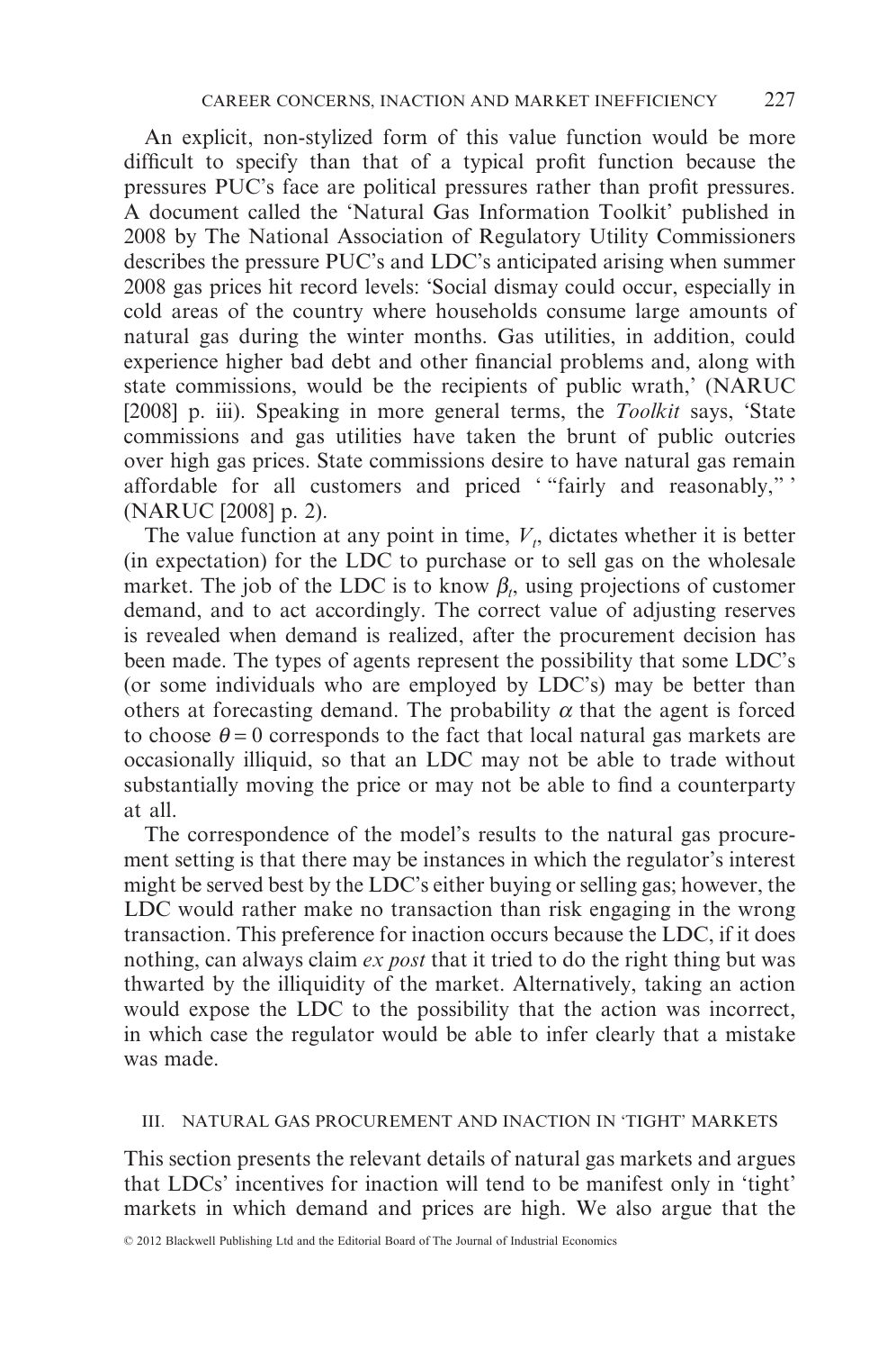An explicit, non-stylized form of this value function would be more difficult to specify than that of a typical profit function because the pressures PUC's face are political pressures rather than profit pressures. A document called the 'Natural Gas Information Toolkit' published in 2008 by The National Association of Regulatory Utility Commissioners describes the pressure PUC's and LDC's anticipated arising when summer 2008 gas prices hit record levels: 'Social dismay could occur, especially in cold areas of the country where households consume large amounts of natural gas during the winter months. Gas utilities, in addition, could experience higher bad debt and other financial problems and, along with state commissions, would be the recipients of public wrath,' (NARUC [2008] p. iii). Speaking in more general terms, the *Toolkit* says, 'State commissions and gas utilities have taken the brunt of public outcries over high gas prices. State commissions desire to have natural gas remain affordable for all customers and priced ' "fairly and reasonably," ' (NARUC [2008] p. 2).

The value function at any point in time, $V_t$, dictates whether it is better (in expectation) for the LDC to purchase or to sell gas on the wholesale market. The job of the LDC is to know $\beta_t$, using projections of customer demand, and to act accordingly. The correct value of adjusting reserves is revealed when demand is realized, after the procurement decision has been made. The types of agents represent the possibility that some LDC's (or some individuals who are employed by LDC's) may be better than others at forecasting demand. The probability $\alpha$ that the agent is forced to choose $\theta = 0$ corresponds to the fact that local natural gas markets are occasionally illiquid, so that an LDC may not be able to trade without substantially moving the price or may not be able to find a counterparty at all.

The correspondence of the model's results to the natural gas procurement setting is that there may be instances in which the regulator's interest might be served best by the LDC's either buying or selling gas; however, the LDC would rather make no transaction than risk engaging in the wrong transaction. This preference for inaction occurs because the LDC, if it does nothing, can always claim *ex post* that it tried to do the right thing but was thwarted by the illiquidity of the market. Alternatively, taking an action would expose the LDC to the possibility that the action was incorrect, in which case the regulator would be able to infer clearly that a mistake was made.

## III. NATURAL GAS PROCUREMENT AND INACTION IN 'TIGHT' MARKETS

This section presents the relevant details of natural gas markets and argues that LDCs' incentives for inaction will tend to be manifest only in 'tight' markets in which demand and prices are high. We also argue that the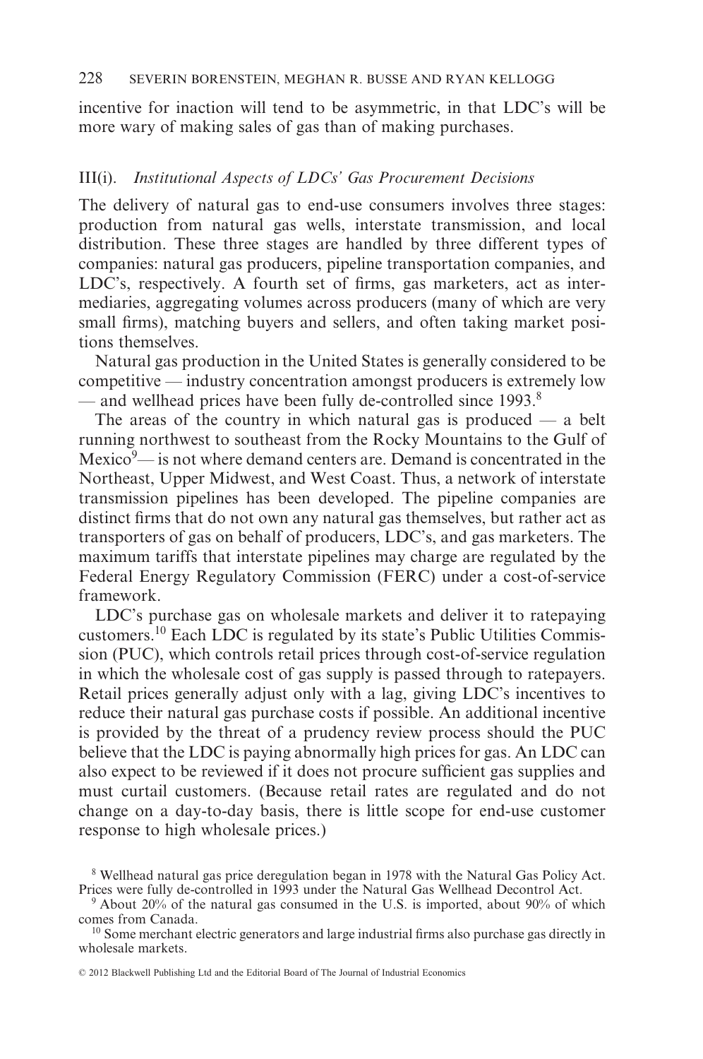incentive for inaction will tend to be asymmetric, in that LDC's will be more wary of making sales of gas than of making purchases.

### III(i). *Institutional Aspects of LDCs' Gas Procurement Decisions*

The delivery of natural gas to end-use consumers involves three stages: production from natural gas wells, interstate transmission, and local distribution. These three stages are handled by three different types of companies: natural gas producers, pipeline transportation companies, and LDC's, respectively. A fourth set of firms, gas marketers, act as intermediaries, aggregating volumes across producers (many of which are very small firms), matching buyers and sellers, and often taking market positions themselves.

Natural gas production in the United States is generally considered to be competitive — industry concentration amongst producers is extremely low — and wellhead prices have been fully de-controlled since 1993.[8]

The areas of the country in which natural gas is produced — a belt running northwest to southeast from the Rocky Mountains to the Gulf of Mexico[9]— is not where demand centers are. Demand is concentrated in the Northeast, Upper Midwest, and West Coast. Thus, a network of interstate transmission pipelines has been developed. The pipeline companies are distinct firms that do not own any natural gas themselves, but rather act as transporters of gas on behalf of producers, LDC's, and gas marketers. The maximum tariffs that interstate pipelines may charge are regulated by the Federal Energy Regulatory Commission (FERC) under a cost-of-service framework.

LDC's purchase gas on wholesale markets and deliver it to ratepaying customers.[10] Each LDC is regulated by its state's Public Utilities Commission (PUC), which controls retail prices through cost-of-service regulation in which the wholesale cost of gas supply is passed through to ratepayers. Retail prices generally adjust only with a lag, giving LDC's incentives to reduce their natural gas purchase costs if possible. An additional incentive is provided by the threat of a prudency review process should the PUC believe that the LDC is paying abnormally high prices for gas. An LDC can also expect to be reviewed if it does not procure sufficient gas supplies and must curtail customers. (Because retail rates are regulated and do not change on a day-to-day basis, there is little scope for end-use customer response to high wholesale prices.)

[8] Wellhead natural gas price deregulation began in 1978 with the Natural Gas Policy Act. Prices were fully de-controlled in 1993 under the Natural Gas Wellhead Decontrol Act.

[9] About 20% of the natural gas consumed in the U.S. is imported, about 90% of which comes from Canada.

[10] Some merchant electric generators and large industrial firms also purchase gas directly in wholesale markets.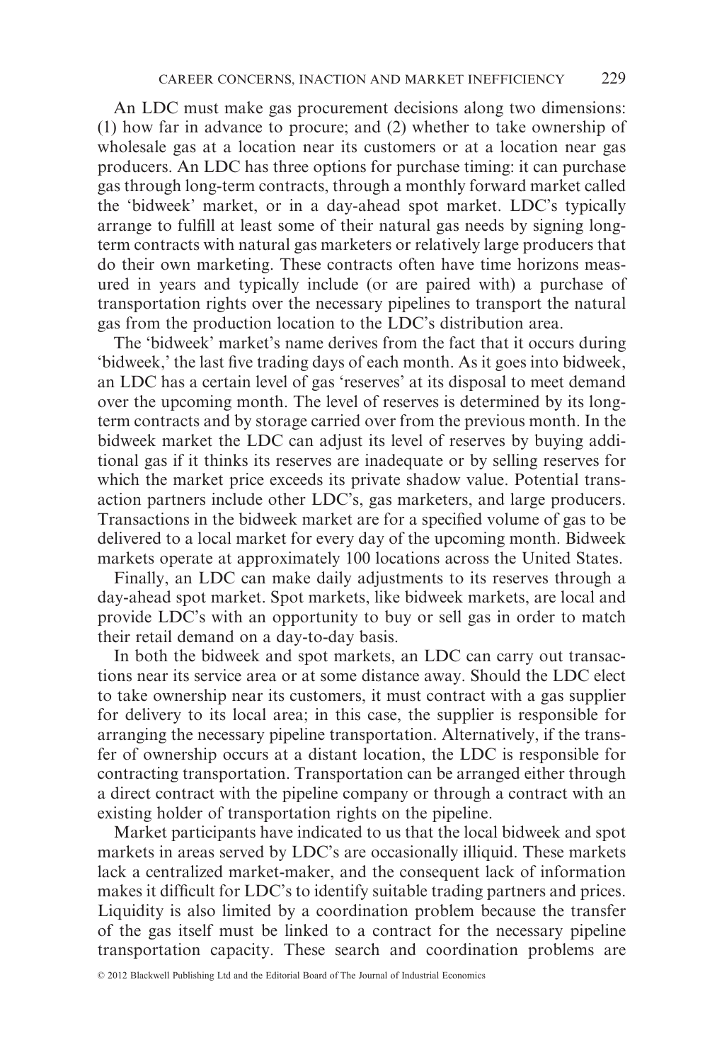An LDC must make gas procurement decisions along two dimensions: (1) how far in advance to procure; and (2) whether to take ownership of wholesale gas at a location near its customers or at a location near gas producers. An LDC has three options for purchase timing: it can purchase gas through long-term contracts, through a monthly forward market called the 'bidweek' market, or in a day-ahead spot market. LDC's typically arrange to fulfill at least some of their natural gas needs by signing long-term contracts with natural gas marketers or relatively large producers that do their own marketing. These contracts often have time horizons measured in years and typically include (or are paired with) a purchase of transportation rights over the necessary pipelines to transport the natural gas from the production location to the LDC's distribution area.

The 'bidweek' market's name derives from the fact that it occurs during 'bidweek,' the last five trading days of each month. As it goes into bidweek, an LDC has a certain level of gas 'reserves' at its disposal to meet demand over the upcoming month. The level of reserves is determined by its long-term contracts and by storage carried over from the previous month. In the bidweek market the LDC can adjust its level of reserves by buying additional gas if it thinks its reserves are inadequate or by selling reserves for which the market price exceeds its private shadow value. Potential transaction partners include other LDC's, gas marketers, and large producers. Transactions in the bidweek market are for a specified volume of gas to be delivered to a local market for every day of the upcoming month. Bidweek markets operate at approximately 100 locations across the United States.

Finally, an LDC can make daily adjustments to its reserves through a day-ahead spot market. Spot markets, like bidweek markets, are local and provide LDC's with an opportunity to buy or sell gas in order to match their retail demand on a day-to-day basis.

In both the bidweek and spot markets, an LDC can carry out transactions near its service area or at some distance away. Should the LDC elect to take ownership near its customers, it must contract with a gas supplier for delivery to its local area; in this case, the supplier is responsible for arranging the necessary pipeline transportation. Alternatively, if the transfer of ownership occurs at a distant location, the LDC is responsible for contracting transportation. Transportation can be arranged either through a direct contract with the pipeline company or through a contract with an existing holder of transportation rights on the pipeline.

Market participants have indicated to us that the local bidweek and spot markets in areas served by LDC's are occasionally illiquid. These markets lack a centralized market-maker, and the consequent lack of information makes it difficult for LDC's to identify suitable trading partners and prices. Liquidity is also limited by a coordination problem because the transfer of the gas itself must be linked to a contract for the necessary pipeline transportation capacity. These search and coordination problems are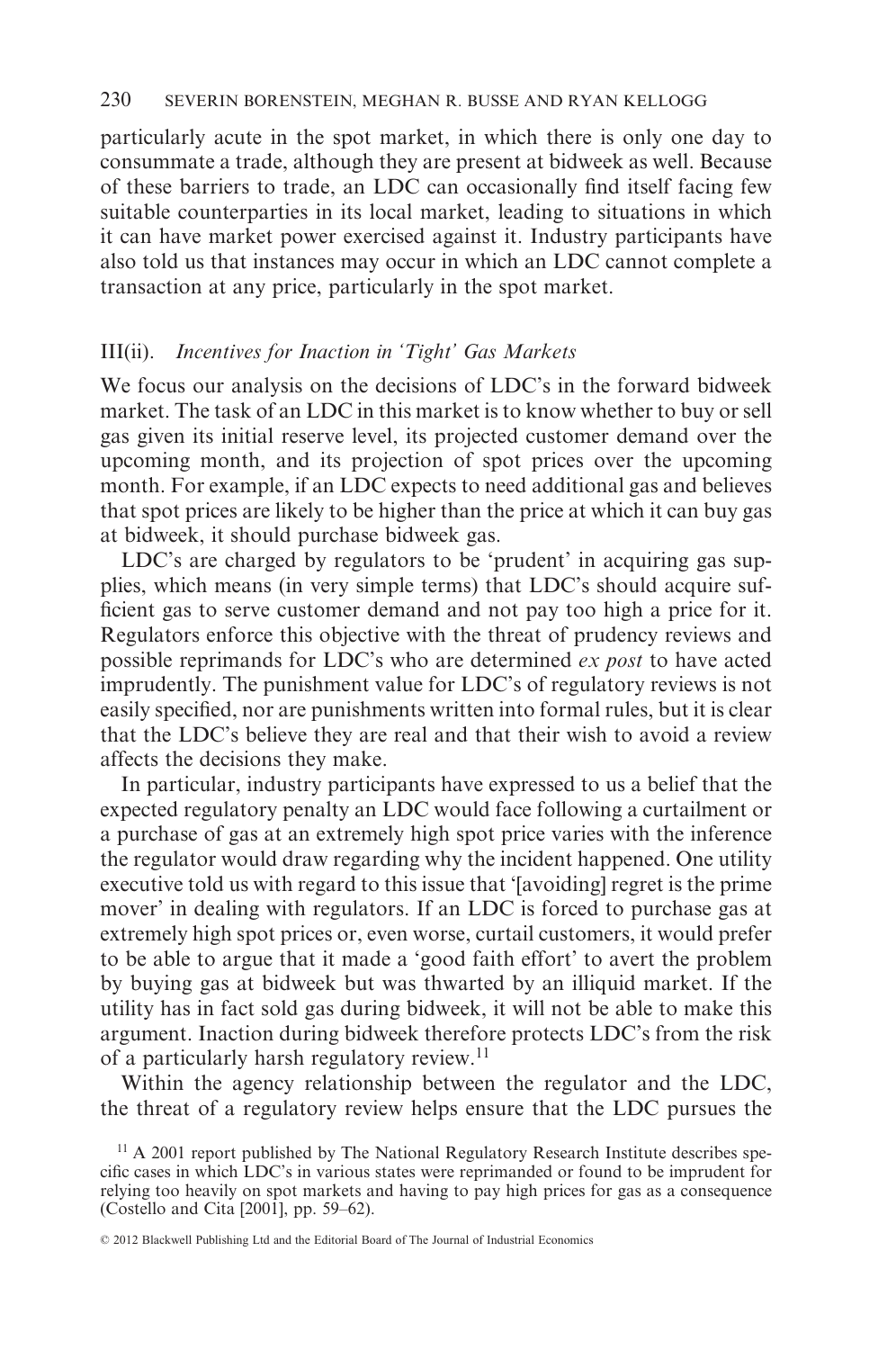particularly acute in the spot market, in which there is only one day to consummate a trade, although they are present at bidweek as well. Because of these barriers to trade, an LDC can occasionally find itself facing few suitable counterparties in its local market, leading to situations in which it can have market power exercised against it. Industry participants have also told us that instances may occur in which an LDC cannot complete a transaction at any price, particularly in the spot market.

### III(ii). *Incentives for Inaction in 'Tight' Gas Markets*

We focus our analysis on the decisions of LDC's in the forward bidweek market. The task of an LDC in this market is to know whether to buy or sell gas given its initial reserve level, its projected customer demand over the upcoming month, and its projection of spot prices over the upcoming month. For example, if an LDC expects to need additional gas and believes that spot prices are likely to be higher than the price at which it can buy gas at bidweek, it should purchase bidweek gas.

LDC's are charged by regulators to be 'prudent' in acquiring gas supplies, which means (in very simple terms) that LDC's should acquire sufficient gas to serve customer demand and not pay too high a price for it. Regulators enforce this objective with the threat of prudency reviews and possible reprimands for LDC's who are determined *ex post* to have acted imprudently. The punishment value for LDC's of regulatory reviews is not easily specified, nor are punishments written into formal rules, but it is clear that the LDC's believe they are real and that their wish to avoid a review affects the decisions they make.

In particular, industry participants have expressed to us a belief that the expected regulatory penalty an LDC would face following a curtailment or a purchase of gas at an extremely high spot price varies with the inference the regulator would draw regarding why the incident happened. One utility executive told us with regard to this issue that '[avoiding] regret is the prime mover' in dealing with regulators. If an LDC is forced to purchase gas at extremely high spot prices or, even worse, curtail customers, it would prefer to be able to argue that it made a 'good faith effort' to avert the problem by buying gas at bidweek but was thwarted by an illiquid market. If the utility has in fact sold gas during bidweek, it will not be able to make this argument. Inaction during bidweek therefore protects LDC's from the risk of a particularly harsh regulatory review.[11]

Within the agency relationship between the regulator and the LDC, the threat of a regulatory review helps ensure that the LDC pursues the

[11] A 2001 report published by The National Regulatory Research Institute describes specific cases in which LDC's in various states were reprimanded or found to be imprudent for relying too heavily on spot markets and having to pay high prices for gas as a consequence (Costello and Cita [2001], pp. 59–62).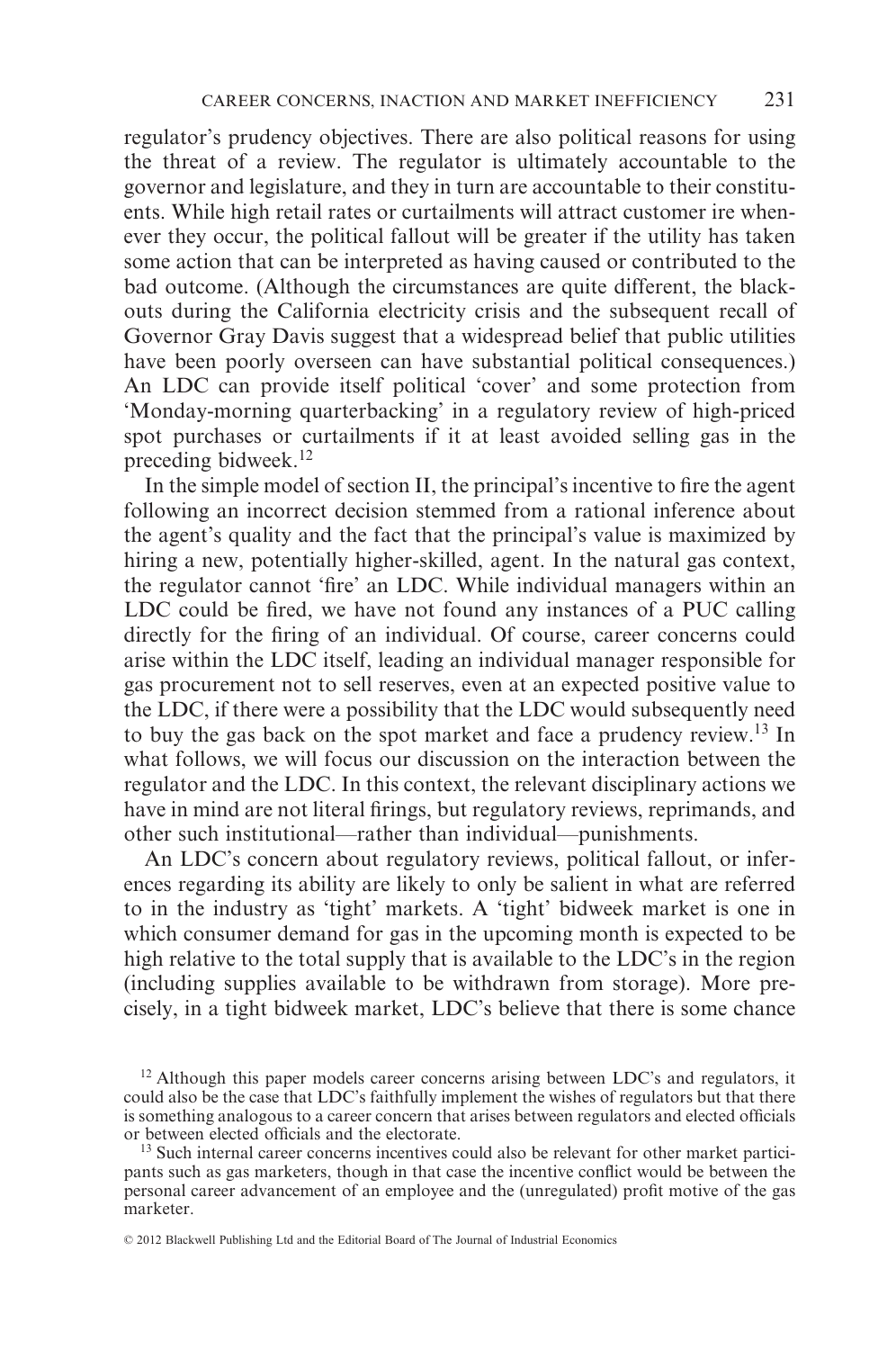regulator's prudency objectives. There are also political reasons for using the threat of a review. The regulator is ultimately accountable to the governor and legislature, and they in turn are accountable to their constituents. While high retail rates or curtailments will attract customer ire whenever they occur, the political fallout will be greater if the utility has taken some action that can be interpreted as having caused or contributed to the bad outcome. (Although the circumstances are quite different, the blackouts during the California electricity crisis and the subsequent recall of Governor Gray Davis suggest that a widespread belief that public utilities have been poorly overseen can have substantial political consequences.) An LDC can provide itself political 'cover' and some protection from 'Monday-morning quarterbacking' in a regulatory review of high-priced spot purchases or curtailments if it at least avoided selling gas in the preceding bidweek.[12]

In the simple model of section II, the principal's incentive to fire the agent following an incorrect decision stemmed from a rational inference about the agent's quality and the fact that the principal's value is maximized by hiring a new, potentially higher-skilled, agent. In the natural gas context, the regulator cannot 'fire' an LDC. While individual managers within an LDC could be fired, we have not found any instances of a PUC calling directly for the firing of an individual. Of course, career concerns could arise within the LDC itself, leading an individual manager responsible for gas procurement not to sell reserves, even at an expected positive value to the LDC, if there were a possibility that the LDC would subsequently need to buy the gas back on the spot market and face a prudency review.[13] In what follows, we will focus our discussion on the interaction between the regulator and the LDC. In this context, the relevant disciplinary actions we have in mind are not literal firings, but regulatory reviews, reprimands, and other such institutional—rather than individual—punishments.

An LDC's concern about regulatory reviews, political fallout, or inferences regarding its ability are likely to only be salient in what are referred to in the industry as 'tight' markets. A 'tight' bidweek market is one in which consumer demand for gas in the upcoming month is expected to be high relative to the total supply that is available to the LDC's in the region (including supplies available to be withdrawn from storage). More precisely, in a tight bidweek market, LDC's believe that there is some chance

[12] Although this paper models career concerns arising between LDC's and regulators, it could also be the case that LDC's faithfully implement the wishes of regulators but that there is something analogous to a career concern that arises between regulators and elected officials or between elected officials and the electorate.

[13] Such internal career concerns incentives could also be relevant for other market participants such as gas marketers, though in that case the incentive conflict would be between the personal career advancement of an employee and the (unregulated) profit motive of the gas marketer.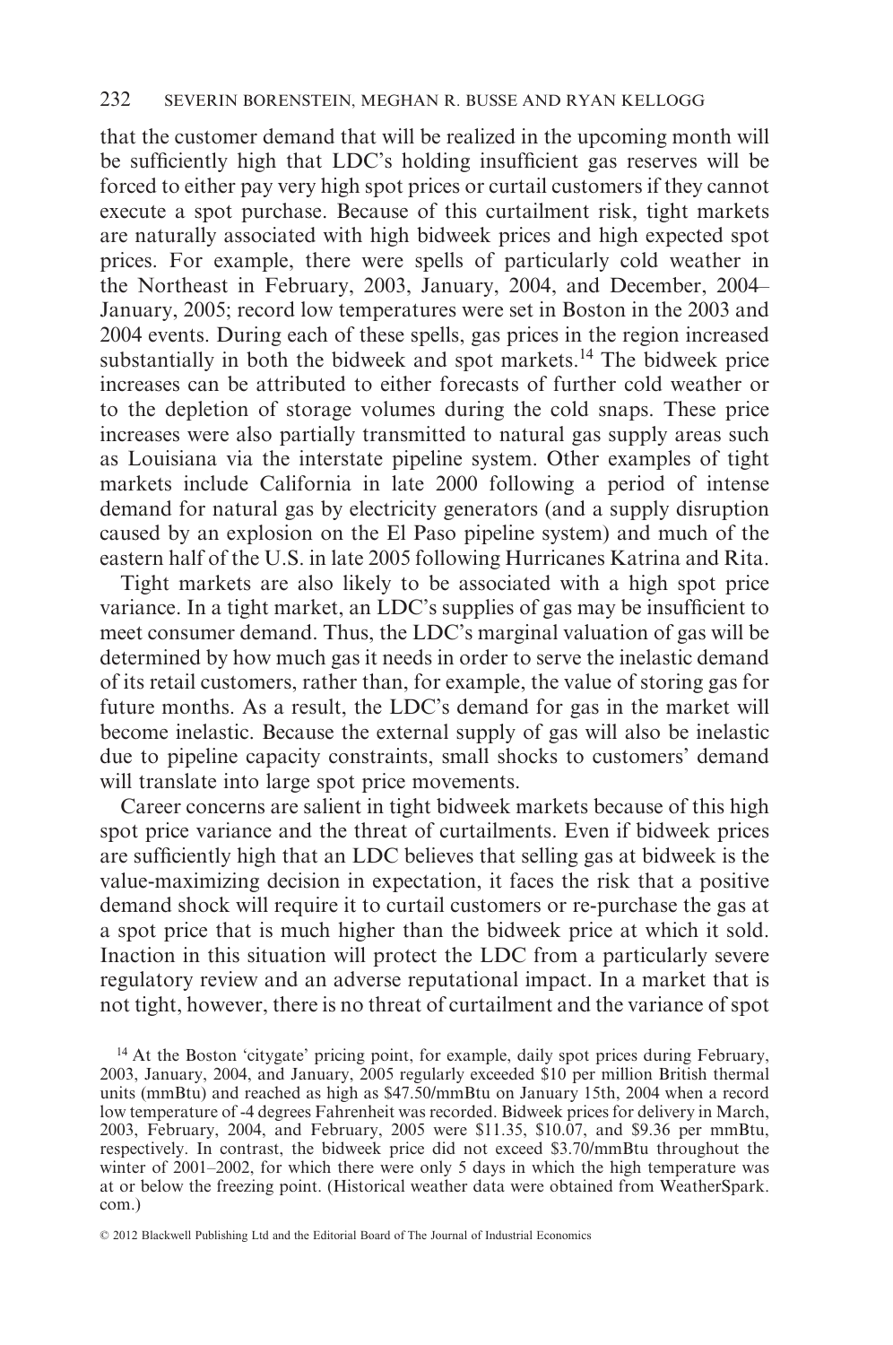that the customer demand that will be realized in the upcoming month will be sufficiently high that LDC's holding insufficient gas reserves will be forced to either pay very high spot prices or curtail customers if they cannot execute a spot purchase. Because of this curtailment risk, tight markets are naturally associated with high bidweek prices and high expected spot prices. For example, there were spells of particularly cold weather in the Northeast in February, 2003, January, 2004, and December, 2004–January, 2005; record low temperatures were set in Boston in the 2003 and 2004 events. During each of these spells, gas prices in the region increased substantially in both the bidweek and spot markets.[14] The bidweek price increases can be attributed to either forecasts of further cold weather or to the depletion of storage volumes during the cold snaps. These price increases were also partially transmitted to natural gas supply areas such as Louisiana via the interstate pipeline system. Other examples of tight markets include California in late 2000 following a period of intense demand for natural gas by electricity generators (and a supply disruption caused by an explosion on the El Paso pipeline system) and much of the eastern half of the U.S. in late 2005 following Hurricanes Katrina and Rita.

Tight markets are also likely to be associated with a high spot price variance. In a tight market, an LDC's supplies of gas may be insufficient to meet consumer demand. Thus, the LDC's marginal valuation of gas will be determined by how much gas it needs in order to serve the inelastic demand of its retail customers, rather than, for example, the value of storing gas for future months. As a result, the LDC's demand for gas in the market will become inelastic. Because the external supply of gas will also be inelastic due to pipeline capacity constraints, small shocks to customers' demand will translate into large spot price movements.

Career concerns are salient in tight bidweek markets because of this high spot price variance and the threat of curtailments. Even if bidweek prices are sufficiently high that an LDC believes that selling gas at bidweek is the value-maximizing decision in expectation, it faces the risk that a positive demand shock will require it to curtail customers or re-purchase the gas at a spot price that is much higher than the bidweek price at which it sold. Inaction in this situation will protect the LDC from a particularly severe regulatory review and an adverse reputational impact. In a market that is not tight, however, there is no threat of curtailment and the variance of spot

[14] At the Boston 'citygate' pricing point, for example, daily spot prices during February, 2003, January, 2004, and January, 2005 regularly exceeded \$10 per million British thermal units (mmBtu) and reached as high as \$47.50/mmBtu on January 15th, 2004 when a record low temperature of -4 degrees Fahrenheit was recorded. Bidweek prices for delivery in March, 2003, February, 2004, and February, 2005 were \$11.35, \$10.07, and \$9.36 per mmBtu, respectively. In contrast, the bidweek price did not exceed \$3.70/mmBtu throughout the winter of 2001–2002, for which there were only 5 days in which the high temperature was at or below the freezing point. (Historical weather data were obtained from WeatherSpark.com.)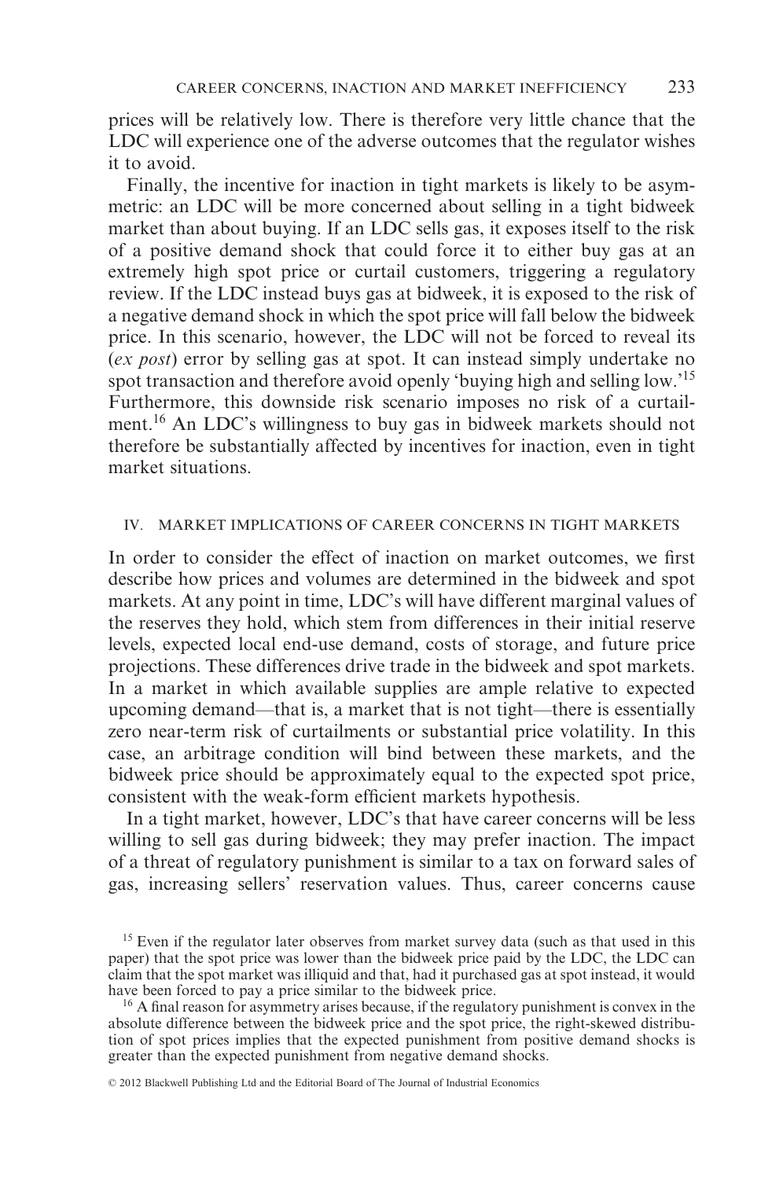prices will be relatively low. There is therefore very little chance that the LDC will experience one of the adverse outcomes that the regulator wishes it to avoid.

Finally, the incentive for inaction in tight markets is likely to be asymmetric: an LDC will be more concerned about selling in a tight bidweek market than about buying. If an LDC sells gas, it exposes itself to the risk of a positive demand shock that could force it to either buy gas at an extremely high spot price or curtail customers, triggering a regulatory review. If the LDC instead buys gas at bidweek, it is exposed to the risk of a negative demand shock in which the spot price will fall below the bidweek price. In this scenario, however, the LDC will not be forced to reveal its (*ex post*) error by selling gas at spot. It can instead simply undertake no spot transaction and therefore avoid openly 'buying high and selling low.'[15] Furthermore, this downside risk scenario imposes no risk of a curtailment.[16] An LDC's willingness to buy gas in bidweek markets should not therefore be substantially affected by incentives for inaction, even in tight market situations.

## IV. MARKET IMPLICATIONS OF CAREER CONCERNS IN TIGHT MARKETS

In order to consider the effect of inaction on market outcomes, we first describe how prices and volumes are determined in the bidweek and spot markets. At any point in time, LDC's will have different marginal values of the reserves they hold, which stem from differences in their initial reserve levels, expected local end-use demand, costs of storage, and future price projections. These differences drive trade in the bidweek and spot markets. In a market in which available supplies are ample relative to expected upcoming demand—that is, a market that is not tight—there is essentially zero near-term risk of curtailments or substantial price volatility. In this case, an arbitrage condition will bind between these markets, and the bidweek price should be approximately equal to the expected spot price, consistent with the weak-form efficient markets hypothesis.

In a tight market, however, LDC's that have career concerns will be less willing to sell gas during bidweek; they may prefer inaction. The impact of a threat of regulatory punishment is similar to a tax on forward sales of gas, increasing sellers' reservation values. Thus, career concerns cause

[15] Even if the regulator later observes from market survey data (such as that used in this paper) that the spot price was lower than the bidweek price paid by the LDC, the LDC can claim that the spot market was illiquid and that, had it purchased gas at spot instead, it would have been forced to pay a price similar to the bidweek price.

[16] A final reason for asymmetry arises because, if the regulatory punishment is convex in the absolute difference between the bidweek price and the spot price, the right-skewed distribution of spot prices implies that the expected punishment from positive demand shocks is greater than the expected punishment from negative demand shocks.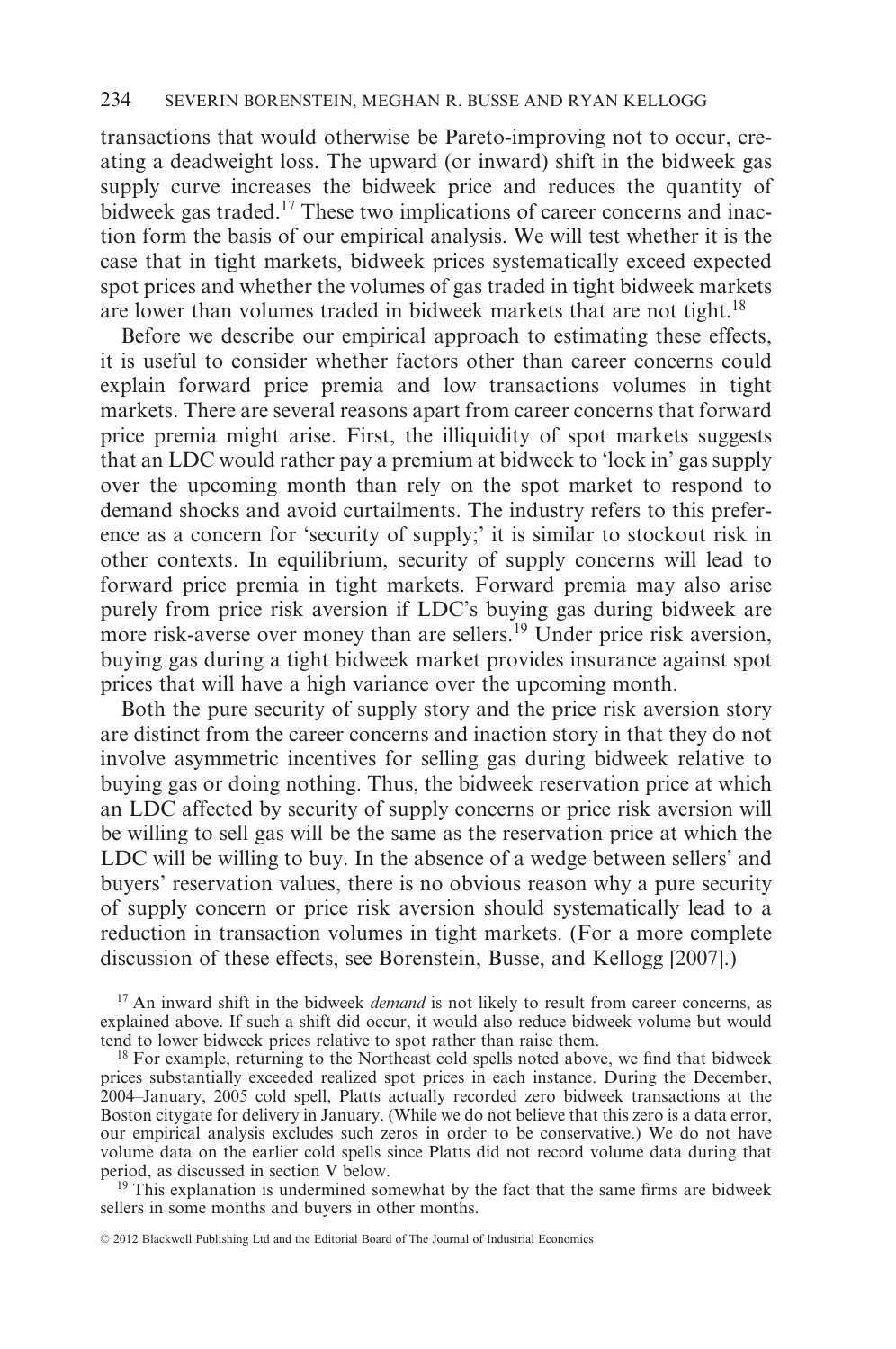transactions that would otherwise be Pareto-improving not to occur, creating a deadweight loss. The upward (or inward) shift in the bidweek gas supply curve increases the bidweek price and reduces the quantity of bidweek gas traded.[17] These two implications of career concerns and inaction form the basis of our empirical analysis. We will test whether it is the case that in tight markets, bidweek prices systematically exceed expected spot prices and whether the volumes of gas traded in tight bidweek markets are lower than volumes traded in bidweek markets that are not tight.[18]

Before we describe our empirical approach to estimating these effects, it is useful to consider whether factors other than career concerns could explain forward price premia and low transactions volumes in tight markets. There are several reasons apart from career concerns that forward price premia might arise. First, the illiquidity of spot markets suggests that an LDC would rather pay a premium at bidweek to 'lock in' gas supply over the upcoming month than rely on the spot market to respond to demand shocks and avoid curtailments. The industry refers to this preference as a concern for 'security of supply;' it is similar to stockout risk in other contexts. In equilibrium, security of supply concerns will lead to forward price premia in tight markets. Forward premia may also arise purely from price risk aversion if LDC's buying gas during bidweek are more risk-averse over money than are sellers.[19] Under price risk aversion, buying gas during a tight bidweek market provides insurance against spot prices that will have a high variance over the upcoming month.

Both the pure security of supply story and the price risk aversion story are distinct from the career concerns and inaction story in that they do not involve asymmetric incentives for selling gas during bidweek relative to buying gas or doing nothing. Thus, the bidweek reservation price at which an LDC affected by security of supply concerns or price risk aversion will be willing to sell gas will be the same as the reservation price at which the LDC will be willing to buy. In the absence of a wedge between sellers' and buyers' reservation values, there is no obvious reason why a pure security of supply concern or price risk aversion should systematically lead to a reduction in transaction volumes in tight markets. (For a more complete discussion of these effects, see Borenstein, Busse, and Kellogg [2007].)

[17] An inward shift in the bidweek *demand* is not likely to result from career concerns, as explained above. If such a shift did occur, it would also reduce bidweek volume but would tend to lower bidweek prices relative to spot rather than raise them.

[18] For example, returning to the Northeast cold spells noted above, we find that bidweek prices substantially exceeded realized spot prices in each instance. During the December, 2004–January, 2005 cold spell, Platts actually recorded zero bidweek transactions at the Boston citygate for delivery in January. (While we do not believe that this zero is a data error, our empirical analysis excludes such zeros in order to be conservative.) We do not have volume data on the earlier cold spells since Platts did not record volume data during that period, as discussed in section V below.

[19] This explanation is undermined somewhat by the fact that the same firms are bidweek sellers in some months and buyers in other months.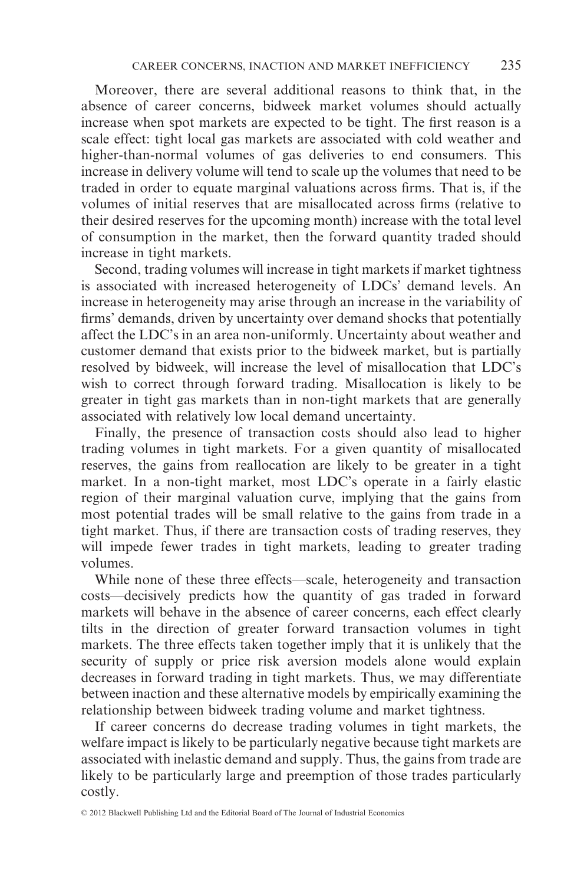Moreover, there are several additional reasons to think that, in the absence of career concerns, bidweek market volumes should actually increase when spot markets are expected to be tight. The first reason is a scale effect: tight local gas markets are associated with cold weather and higher-than-normal volumes of gas deliveries to end consumers. This increase in delivery volume will tend to scale up the volumes that need to be traded in order to equate marginal valuations across firms. That is, if the volumes of initial reserves that are misallocated across firms (relative to their desired reserves for the upcoming month) increase with the total level of consumption in the market, then the forward quantity traded should increase in tight markets.

Second, trading volumes will increase in tight markets if market tightness is associated with increased heterogeneity of LDCs' demand levels. An increase in heterogeneity may arise through an increase in the variability of firms' demands, driven by uncertainty over demand shocks that potentially affect the LDC's in an area non-uniformly. Uncertainty about weather and customer demand that exists prior to the bidweek market, but is partially resolved by bidweek, will increase the level of misallocation that LDC's wish to correct through forward trading. Misallocation is likely to be greater in tight gas markets than in non-tight markets that are generally associated with relatively low local demand uncertainty.

Finally, the presence of transaction costs should also lead to higher trading volumes in tight markets. For a given quantity of misallocated reserves, the gains from reallocation are likely to be greater in a tight market. In a non-tight market, most LDC's operate in a fairly elastic region of their marginal valuation curve, implying that the gains from most potential trades will be small relative to the gains from trade in a tight market. Thus, if there are transaction costs of trading reserves, they will impede fewer trades in tight markets, leading to greater trading volumes.

While none of these three effects—scale, heterogeneity and transaction costs—decisively predicts how the quantity of gas traded in forward markets will behave in the absence of career concerns, each effect clearly tilts in the direction of greater forward transaction volumes in tight markets. The three effects taken together imply that it is unlikely that the security of supply or price risk aversion models alone would explain decreases in forward trading in tight markets. Thus, we may differentiate between inaction and these alternative models by empirically examining the relationship between bidweek trading volume and market tightness.

If career concerns do decrease trading volumes in tight markets, the welfare impact is likely to be particularly negative because tight markets are associated with inelastic demand and supply. Thus, the gains from trade are likely to be particularly large and preemption of those trades particularly costly.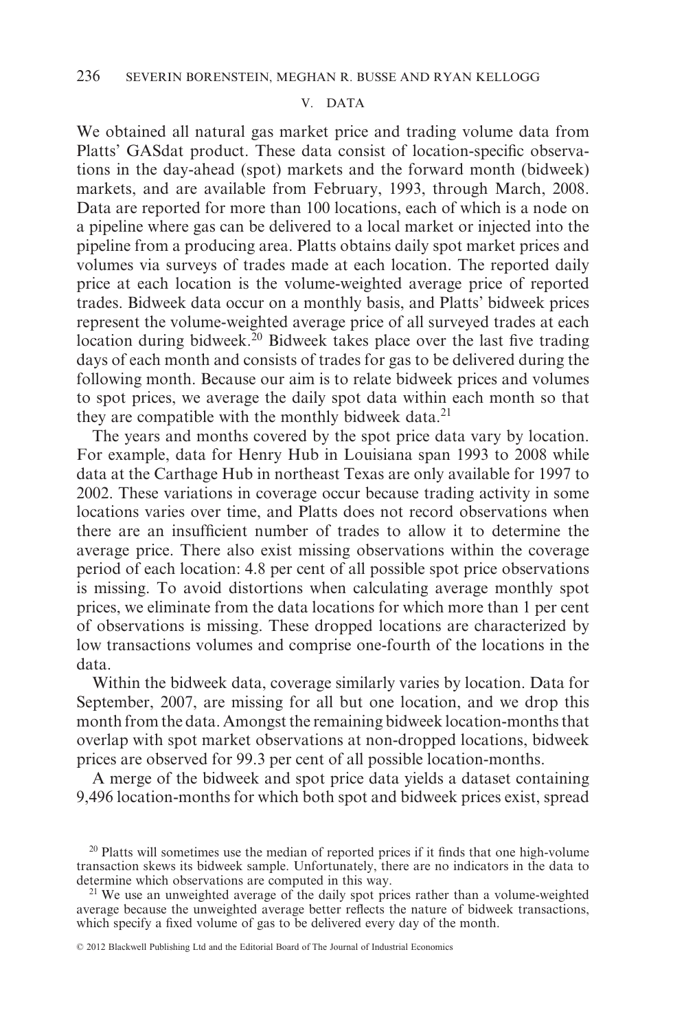## V. DATA

We obtained all natural gas market price and trading volume data from Platts' GASdat product. These data consist of location-specific observations in the day-ahead (spot) markets and the forward month (bidweek) markets, and are available from February, 1993, through March, 2008. Data are reported for more than 100 locations, each of which is a node on a pipeline where gas can be delivered to a local market or injected into the pipeline from a producing area. Platts obtains daily spot market prices and volumes via surveys of trades made at each location. The reported daily price at each location is the volume-weighted average price of reported trades. Bidweek data occur on a monthly basis, and Platts' bidweek prices represent the volume-weighted average price of all surveyed trades at each location during bidweek.[20] Bidweek takes place over the last five trading days of each month and consists of trades for gas to be delivered during the following month. Because our aim is to relate bidweek prices and volumes to spot prices, we average the daily spot data within each month so that they are compatible with the monthly bidweek data.[21]

The years and months covered by the spot price data vary by location. For example, data for Henry Hub in Louisiana span 1993 to 2008 while data at the Carthage Hub in northeast Texas are only available for 1997 to 2002. These variations in coverage occur because trading activity in some locations varies over time, and Platts does not record observations when there are an insufficient number of trades to allow it to determine the average price. There also exist missing observations within the coverage period of each location: 4.8 per cent of all possible spot price observations is missing. To avoid distortions when calculating average monthly spot prices, we eliminate from the data locations for which more than 1 per cent of observations is missing. These dropped locations are characterized by low transactions volumes and comprise one-fourth of the locations in the data.

Within the bidweek data, coverage similarly varies by location. Data for September, 2007, are missing for all but one location, and we drop this month from the data. Amongst the remaining bidweek location-months that overlap with spot market observations at non-dropped locations, bidweek prices are observed for 99.3 per cent of all possible location-months.

A merge of the bidweek and spot price data yields a dataset containing 9,496 location-months for which both spot and bidweek prices exist, spread

[20] Platts will sometimes use the median of reported prices if it finds that one high-volume transaction skews its bidweek sample. Unfortunately, there are no indicators in the data to determine which observations are computed in this way.

[21] We use an unweighted average of the daily spot prices rather than a volume-weighted average because the unweighted average better reflects the nature of bidweek transactions, which specify a fixed volume of gas to be delivered every day of the month.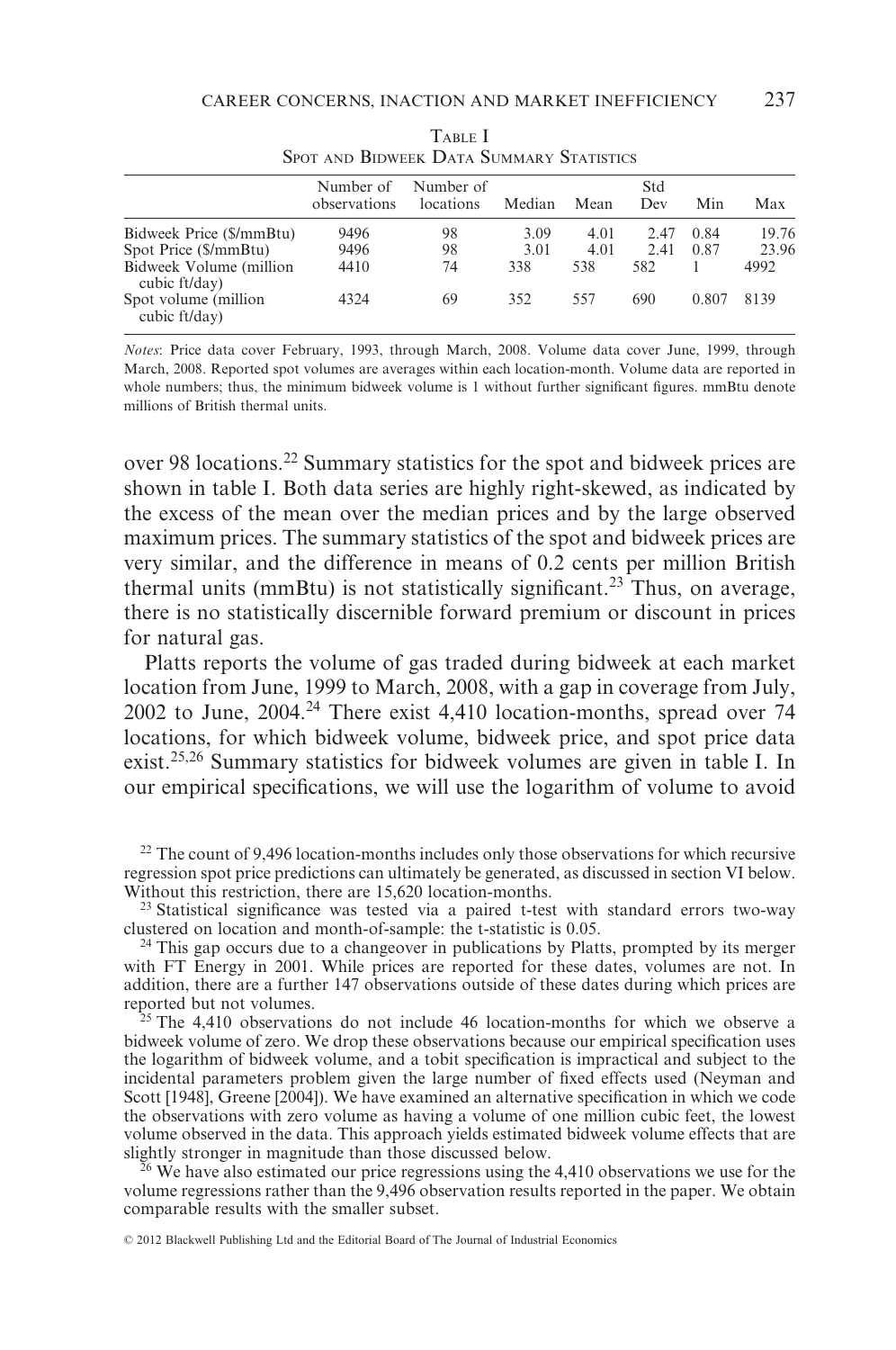TABLE I
SPOT AND BIDWEEK DATA SUMMARY STATISTICS

| | Number of observations | Number of locations | Median | Mean | Std Dev | Min | Max |
|---|---|---|---|---|---|---|---|
| Bidweek Price ($/mmBtu) | 9496 | 98 | 3.09 | 4.01 | 2.47 | 0.84 | 19.76 |
| Spot Price ($/mmBtu) | 9496 | 98 | 3.01 | 4.01 | 2.41 | 0.87 | 23.96 |
| Bidweek Volume (million cubic ft/day) | 4410 | 74 | 338 | 538 | 582 | 1 | 4992 |
| Spot volume (million cubic ft/day) | 4324 | 69 | 352 | 557 | 690 | 0.807 | 8139 |

*Notes*: Price data cover February, 1993, through March, 2008. Volume data cover June, 1999, through March, 2008. Reported spot volumes are averages within each location-month. Volume data are reported in whole numbers; thus, the minimum bidweek volume is 1 without further significant figures. mmBtu denote millions of British thermal units.

over 98 locations.[22] Summary statistics for the spot and bidweek prices are shown in table I. Both data series are highly right-skewed, as indicated by the excess of the mean over the median prices and by the large observed maximum prices. The summary statistics of the spot and bidweek prices are very similar, and the difference in means of 0.2 cents per million British thermal units (mmBtu) is not statistically significant.[23] Thus, on average, there is no statistically discernible forward premium or discount in prices for natural gas.

Platts reports the volume of gas traded during bidweek at each market location from June, 1999 to March, 2008, with a gap in coverage from July, 2002 to June, 2004.[24] There exist 4,410 location-months, spread over 74 locations, for which bidweek volume, bidweek price, and spot price data exist.[25,26] Summary statistics for bidweek volumes are given in table I. In our empirical specifications, we will use the logarithm of volume to avoid

[22] The count of 9,496 location-months includes only those observations for which recursive regression spot price predictions can ultimately be generated, as discussed in section VI below. Without this restriction, there are 15,620 location-months.

[23] Statistical significance was tested via a paired t-test with standard errors two-way clustered on location and month-of-sample: the t-statistic is 0.05.

[24] This gap occurs due to a changeover in publications by Platts, prompted by its merger with FT Energy in 2001. While prices are reported for these dates, volumes are not. In addition, there are a further 147 observations outside of these dates during which prices are reported but not volumes.

[25] The 4,410 observations do not include 46 location-months for which we observe a bidweek volume of zero. We drop these observations because our empirical specification uses the logarithm of bidweek volume, and a tobit specification is impractical and subject to the incidental parameters problem given the large number of fixed effects used (Neyman and Scott [1948], Greene [2004]). We have examined an alternative specification in which we code the observations with zero volume as having a volume of one million cubic feet, the lowest volume observed in the data. This approach yields estimated bidweek volume effects that are slightly stronger in magnitude than those discussed below.

[26] We have also estimated our price regressions using the 4,410 observations we use for the volume regressions rather than the 9,496 observation results reported in the paper. We obtain comparable results with the smaller subset.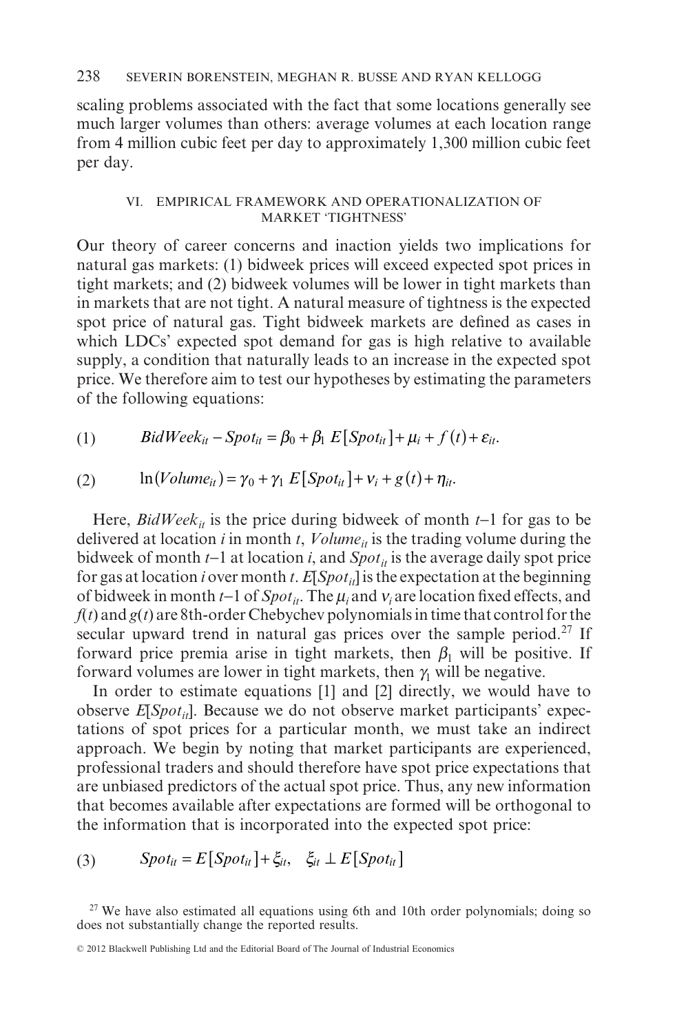scaling problems associated with the fact that some locations generally see much larger volumes than others: average volumes at each location range from 4 million cubic feet per day to approximately 1,300 million cubic feet per day.

## VI. EMPIRICAL FRAMEWORK AND OPERATIONALIZATION OF MARKET 'TIGHTNESS'

Our theory of career concerns and inaction yields two implications for natural gas markets: (1) bidweek prices will exceed expected spot prices in tight markets; and (2) bidweek volumes will be lower in tight markets than in markets that are not tight. A natural measure of tightness is the expected spot price of natural gas. Tight bidweek markets are defined as cases in which LDCs' expected spot demand for gas is high relative to available supply, a condition that naturally leads to an increase in the expected spot price. We therefore aim to test our hypotheses by estimating the parameters of the following equations:

$$BidWeek_{it} - Spot_{it} = \beta_0 + \beta_1 \, E[Spot_{it}] + \mu_i + f(t) + \varepsilon_{it}. \tag{1}$$

$$\ln(Volume_{it}) = \gamma_0 + \gamma_1 \, E[Spot_{it}] + \nu_i + g(t) + \eta_{it}. \tag{2}$$

Here, $BidWeek_{it}$ is the price during bidweek of month $t$–1 for gas to be delivered at location $i$ in month $t$, $Volume_{it}$ is the trading volume during the bidweek of month $t$–1 at location $i$, and $Spot_{it}$ is the average daily spot price for gas at location $i$ over month $t$. $E[Spot_{it}]$ is the expectation at the beginning of bidweek in month $t$–1 of $Spot_{it}$. The $\mu_i$ and $\nu_i$ are location fixed effects, and $f(t)$ and $g(t)$ are 8th-order Chebychev polynomials in time that control for the secular upward trend in natural gas prices over the sample period.[27] If forward price premia arise in tight markets, then $\beta_1$ will be positive. If forward volumes are lower in tight markets, then $\gamma_1$ will be negative.

In order to estimate equations [1] and [2] directly, we would have to observe $E[Spot_{it}]$. Because we do not observe market participants' expectations of spot prices for a particular month, we must take an indirect approach. We begin by noting that market participants are experienced, professional traders and should therefore have spot price expectations that are unbiased predictors of the actual spot price. Thus, any new information that becomes available after expectations are formed will be orthogonal to the information that is incorporated into the expected spot price:

$$Spot_{it} = E[Spot_{it}] + \xi_{it}, \quad \xi_{it} \perp E[Spot_{it}] \tag{3}$$

[27] We have also estimated all equations using 6th and 10th order polynomials; doing so does not substantially change the reported results.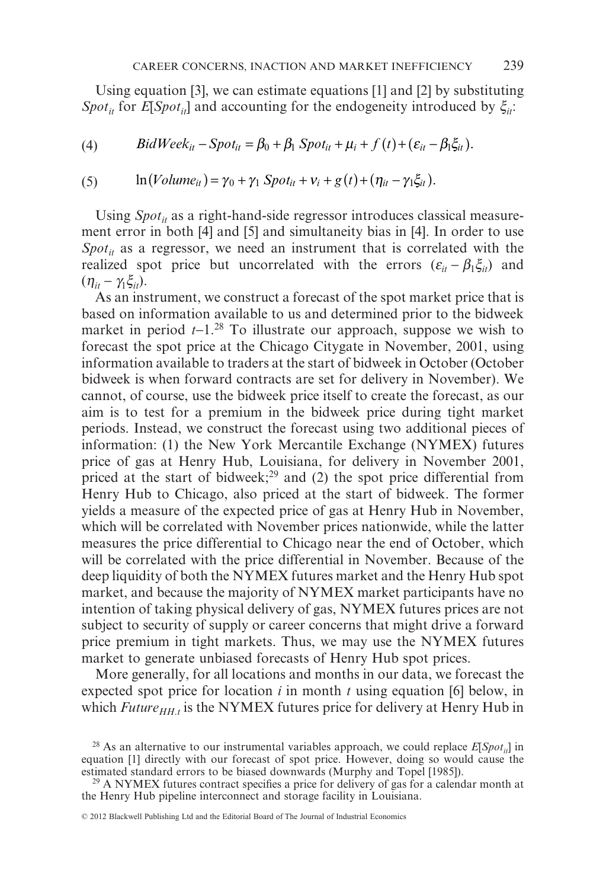Using equation [3], we can estimate equations [1] and [2] by substituting $Spot_{it}$ for $E[Spot_{it}]$ and accounting for the endogeneity introduced by $\xi_{it}$:

$$(4) \qquad BidWeek_{it} - Spot_{it} = \beta_0 + \beta_1 \, Spot_{it} + \mu_i + f(t) + (\varepsilon_{it} - \beta_1 \xi_{it}).$$

$$(5) \qquad \ln(Volume_{it}) = \gamma_0 + \gamma_1 \, Spot_{it} + \nu_i + g(t) + (\eta_{it} - \gamma_1 \xi_{it}).$$

Using $Spot_{it}$ as a right-hand-side regressor introduces classical measurement error in both [4] and [5] and simultaneity bias in [4]. In order to use $Spot_{it}$ as a regressor, we need an instrument that is correlated with the realized spot price but uncorrelated with the errors $(\varepsilon_{it} - \beta_1 \xi_{it})$ and $(\eta_{it} - \gamma_1 \xi_{it})$.

As an instrument, we construct a forecast of the spot market price that is based on information available to us and determined prior to the bidweek market in period $t$–1.[28] To illustrate our approach, suppose we wish to forecast the spot price at the Chicago Citygate in November, 2001, using information available to traders at the start of bidweek in October (October bidweek is when forward contracts are set for delivery in November). We cannot, of course, use the bidweek price itself to create the forecast, as our aim is to test for a premium in the bidweek price during tight market periods. Instead, we construct the forecast using two additional pieces of information: (1) the New York Mercantile Exchange (NYMEX) futures price of gas at Henry Hub, Louisiana, for delivery in November 2001, priced at the start of bidweek;[29] and (2) the spot price differential from Henry Hub to Chicago, also priced at the start of bidweek. The former yields a measure of the expected price of gas at Henry Hub in November, which will be correlated with November prices nationwide, while the latter measures the price differential to Chicago near the end of October, which will be correlated with the price differential in November. Because of the deep liquidity of both the NYMEX futures market and the Henry Hub spot market, and because the majority of NYMEX market participants have no intention of taking physical delivery of gas, NYMEX futures prices are not subject to security of supply or career concerns that might drive a forward price premium in tight markets. Thus, we may use the NYMEX futures market to generate unbiased forecasts of Henry Hub spot prices.

More generally, for all locations and months in our data, we forecast the expected spot price for location $i$ in month $t$ using equation [6] below, in which $Future_{HH,t}$ is the NYMEX futures price for delivery at Henry Hub in

[28] As an alternative to our instrumental variables approach, we could replace $E[Spot_{it}]$ in equation [1] directly with our forecast of spot price. However, doing so would cause the estimated standard errors to be biased downwards (Murphy and Topel [1985]).

[29] A NYMEX futures contract specifies a price for delivery of gas for a calendar month at the Henry Hub pipeline interconnect and storage facility in Louisiana.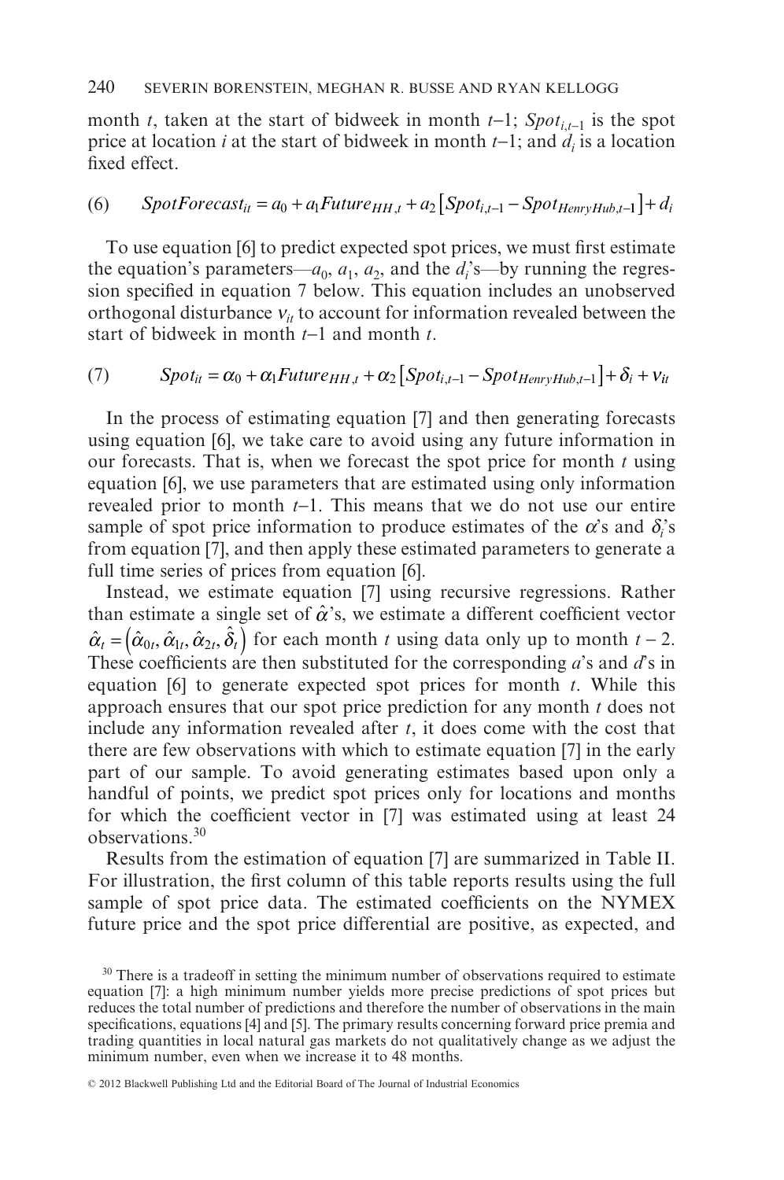month $t$, taken at the start of bidweek in month $t$–1; $Spot_{i,t-1}$ is the spot price at location $i$ at the start of bidweek in month $t$–1; and $d_i$ is a location fixed effect.

$$(6) \qquad SpotForecast_{it} = a_0 + a_1 Future_{HH,t} + a_2 \left[ Spot_{i,t-1} - Spot_{HenryHub,t-1} \right] + d_i$$

To use equation [6] to predict expected spot prices, we must first estimate the equation's parameters—$a_0$, $a_1$, $a_2$, and the $d_i$'s—by running the regression specified in equation 7 below. This equation includes an unobserved orthogonal disturbance $v_{it}$ to account for information revealed between the start of bidweek in month $t$–1 and month $t$.

$$(7) \qquad Spot_{it} = \alpha_0 + \alpha_1 Future_{HH,t} + \alpha_2 \left[ Spot_{i,t-1} - Spot_{HenryHub,t-1} \right] + \delta_i + v_{it}$$

In the process of estimating equation [7] and then generating forecasts using equation [6], we take care to avoid using any future information in our forecasts. That is, when we forecast the spot price for month $t$ using equation [6], we use parameters that are estimated using only information revealed prior to month $t$–1. This means that we do not use our entire sample of spot price information to produce estimates of the $\alpha$'s and $\delta_i$'s from equation [7], and then apply these estimated parameters to generate a full time series of prices from equation [6].

Instead, we estimate equation [7] using recursive regressions. Rather than estimate a single set of $\hat{\alpha}$'s, we estimate a different coefficient vector $\hat{\alpha}_t = \left( \hat{\alpha}_{0t}, \hat{\alpha}_{1t}, \hat{\alpha}_{2t}, \hat{\delta}_t \right)$ for each month $t$ using data only up to month $t-2$. These coefficients are then substituted for the corresponding $a$'s and $d$'s in equation [6] to generate expected spot prices for month $t$. While this approach ensures that our spot price prediction for any month $t$ does not include any information revealed after $t$, it does come with the cost that there are few observations with which to estimate equation [7] in the early part of our sample. To avoid generating estimates based upon only a handful of points, we predict spot prices only for locations and months for which the coefficient vector in [7] was estimated using at least 24 observations.[30]

Results from the estimation of equation [7] are summarized in Table II. For illustration, the first column of this table reports results using the full sample of spot price data. The estimated coefficients on the NYMEX future price and the spot price differential are positive, as expected, and

[30] There is a tradeoff in setting the minimum number of observations required to estimate equation [7]: a high minimum number yields more precise predictions of spot prices but reduces the total number of predictions and therefore the number of observations in the main specifications, equations [4] and [5]. The primary results concerning forward price premia and trading quantities in local natural gas markets do not qualitatively change as we adjust the minimum number, even when we increase it to 48 months.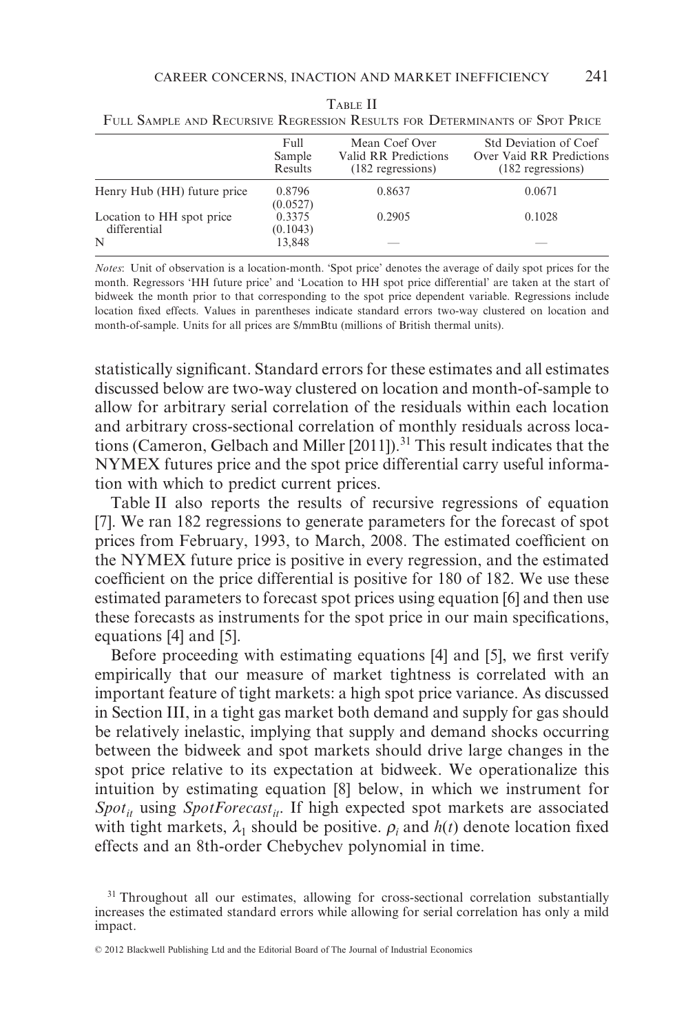TABLE II

FULL SAMPLE AND RECURSIVE REGRESSION RESULTS FOR DETERMINANTS OF SPOT PRICE

| | Full Sample Results | Mean Coef Over Valid RR Predictions (182 regressions) | Std Deviation of Coef Over Vaid RR Predictions (182 regressions) |
|---|---|---|---|
| Henry Hub (HH) future price | 0.8796 (0.0527) | 0.8637 | 0.0671 |
| Location to HH spot price differential | 0.3375 (0.1043) | 0.2905 | 0.1028 |
| N | 13,848 | — | — |

*Notes*: Unit of observation is a location-month. 'Spot price' denotes the average of daily spot prices for the month. Regressors 'HH future price' and 'Location to HH spot price differential' are taken at the start of bidweek the month prior to that corresponding to the spot price dependent variable. Regressions include location fixed effects. Values in parentheses indicate standard errors two-way clustered on location and month-of-sample. Units for all prices are \$/mmBtu (millions of British thermal units).

statistically significant. Standard errors for these estimates and all estimates discussed below are two-way clustered on location and month-of-sample to allow for arbitrary serial correlation of the residuals within each location and arbitrary cross-sectional correlation of monthly residuals across locations (Cameron, Gelbach and Miller [2011]).[31] This result indicates that the NYMEX futures price and the spot price differential carry useful information with which to predict current prices.

Table II also reports the results of recursive regressions of equation [7]. We ran 182 regressions to generate parameters for the forecast of spot prices from February, 1993, to March, 2008. The estimated coefficient on the NYMEX future price is positive in every regression, and the estimated coefficient on the price differential is positive for 180 of 182. We use these estimated parameters to forecast spot prices using equation [6] and then use these forecasts as instruments for the spot price in our main specifications, equations [4] and [5].

Before proceeding with estimating equations [4] and [5], we first verify empirically that our measure of market tightness is correlated with an important feature of tight markets: a high spot price variance. As discussed in Section III, in a tight gas market both demand and supply for gas should be relatively inelastic, implying that supply and demand shocks occurring between the bidweek and spot markets should drive large changes in the spot price relative to its expectation at bidweek. We operationalize this intuition by estimating equation [8] below, in which we instrument for $Spot_{it}$ using $SpotForecast_{it}$. If high expected spot markets are associated with tight markets, $\lambda_1$ should be positive. $\rho_i$ and $h(t)$ denote location fixed effects and an 8th-order Chebychev polynomial in time.

[31] Throughout all our estimates, allowing for cross-sectional correlation substantially increases the estimated standard errors while allowing for serial correlation has only a mild impact.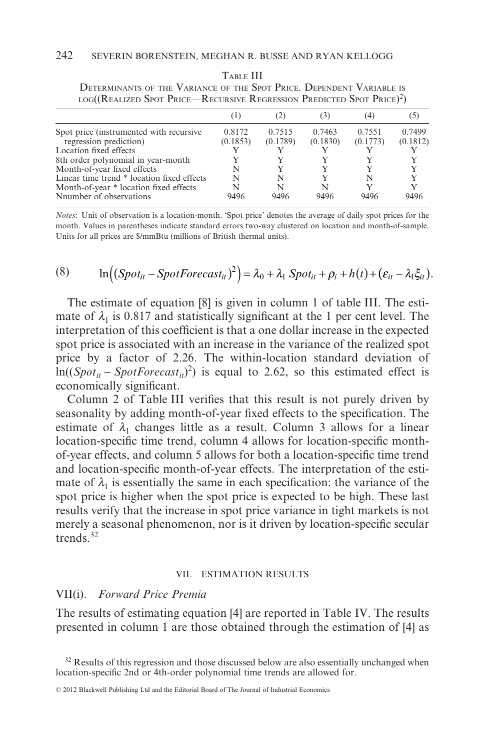Table III

Determinants of the Variance of the Spot Price. Dependent Variable is log((Realized Spot Price—Recursive Regression Predicted Spot Price)$^2$)

| | (1) | (2) | (3) | (4) | (5) |
|---|---|---|---|---|---|
| Spot price (instrumented with recursive regression prediction) | 0.8172 (0.1853) | 0.7515 (0.1789) | 0.7463 (0.1830) | 0.7551 (0.1773) | 0.7499 (0.1812) |
| Location fixed effects | Y | Y | Y | Y | Y |
| 8th order polynomial in year-month | Y | Y | Y | Y | Y |
| Month-of-year fixed effects | N | Y | Y | Y | Y |
| Linear time trend * location fixed effects | N | N | Y | N | Y |
| Month-of-year * location fixed effects | N | N | N | Y | Y |
| Nnumber of observations | 9496 | 9496 | 9496 | 9496 | 9496 |

*Notes*: Unit of observation is a location-month. 'Spot price' denotes the average of daily spot prices for the month. Values in parentheses indicate standard errors two-way clustered on location and month-of-sample. Units for all prices are $/mmBtu (millions of British thermal units).

$$\ln\left((Spot_{it} - SpotForecast_{it})^2\right) = \lambda_0 + \lambda_1\, Spot_{it} + \rho_i + h(t) + (\varepsilon_{it} - \lambda_1 \xi_{it}). \tag{8}$$

The estimate of equation [8] is given in column 1 of table III. The estimate of $\lambda_1$ is 0.817 and statistically significant at the 1 per cent level. The interpretation of this coefficient is that a one dollar increase in the expected spot price is associated with an increase in the variance of the realized spot price by a factor of 2.26. The within-location standard deviation of $\ln((Spot_{it} - SpotForecast_{it})^2)$ is equal to 2.62, so this estimated effect is economically significant.

Column 2 of Table III verifies that this result is not purely driven by seasonality by adding month-of-year fixed effects to the specification. The estimate of $\lambda_1$ changes little as a result. Column 3 allows for a linear location-specific time trend, column 4 allows for location-specific month-of-year effects, and column 5 allows for both a location-specific time trend and location-specific month-of-year effects. The interpretation of the estimate of $\lambda_1$ is essentially the same in each specification: the variance of the spot price is higher when the spot price is expected to be high. These last results verify that the increase in spot price variance in tight markets is not merely a seasonal phenomenon, nor is it driven by location-specific secular trends.[32]

## VII. Estimation Results

### VII(i). *Forward Price Premia*

The results of estimating equation [4] are reported in Table IV. The results presented in column 1 are those obtained through the estimation of [4] as

[32] Results of this regression and those discussed below are also essentially unchanged when location-specific 2nd or 4th-order polynomial time trends are allowed for.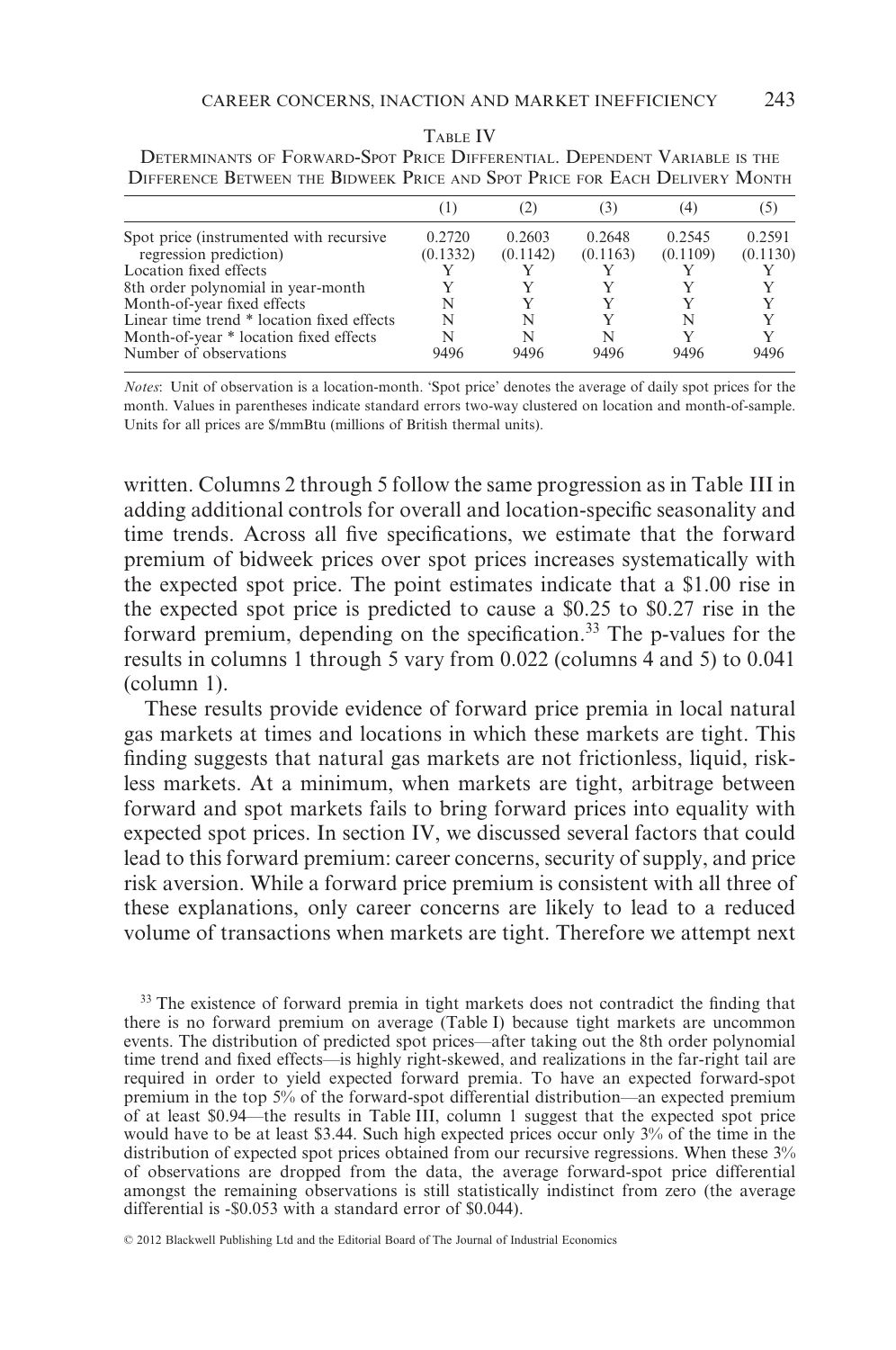Table IV

Determinants of Forward-Spot Price Differential. Dependent Variable is the Difference Between the Bidweek Price and Spot Price for Each Delivery Month

| | (1) | (2) | (3) | (4) | (5) |
|---|---|---|---|---|---|
| Spot price (instrumented with recursive regression prediction) | 0.2720 (0.1332) | 0.2603 (0.1142) | 0.2648 (0.1163) | 0.2545 (0.1109) | 0.2591 (0.1130) |
| Location fixed effects | Y | Y | Y | Y | Y |
| 8th order polynomial in year-month | Y | Y | Y | Y | Y |
| Month-of-year fixed effects | N | Y | Y | Y | Y |
| Linear time trend * location fixed effects | N | N | Y | N | Y |
| Month-of-year * location fixed effects | N | N | N | Y | Y |
| Number of observations | 9496 | 9496 | 9496 | 9496 | 9496 |

*Notes*: Unit of observation is a location-month. 'Spot price' denotes the average of daily spot prices for the month. Values in parentheses indicate standard errors two-way clustered on location and month-of-sample. Units for all prices are \$/mmBtu (millions of British thermal units).

written. Columns 2 through 5 follow the same progression as in Table III in adding additional controls for overall and location-specific seasonality and time trends. Across all five specifications, we estimate that the forward premium of bidweek prices over spot prices increases systematically with the expected spot price. The point estimates indicate that a \$1.00 rise in the expected spot price is predicted to cause a \$0.25 to \$0.27 rise in the forward premium, depending on the specification.[33] The p-values for the results in columns 1 through 5 vary from 0.022 (columns 4 and 5) to 0.041 (column 1).

These results provide evidence of forward price premia in local natural gas markets at times and locations in which these markets are tight. This finding suggests that natural gas markets are not frictionless, liquid, riskless markets. At a minimum, when markets are tight, arbitrage between forward and spot markets fails to bring forward prices into equality with expected spot prices. In section IV, we discussed several factors that could lead to this forward premium: career concerns, security of supply, and price risk aversion. While a forward price premium is consistent with all three of these explanations, only career concerns are likely to lead to a reduced volume of transactions when markets are tight. Therefore we attempt next

[33] The existence of forward premia in tight markets does not contradict the finding that there is no forward premium on average (Table I) because tight markets are uncommon events. The distribution of predicted spot prices—after taking out the 8th order polynomial time trend and fixed effects—is highly right-skewed, and realizations in the far-right tail are required in order to yield expected forward premia. To have an expected forward-spot premium in the top 5% of the forward-spot differential distribution—an expected premium of at least \$0.94—the results in Table III, column 1 suggest that the expected spot price would have to be at least \$3.44. Such high expected prices occur only 3% of the time in the distribution of expected spot prices obtained from our recursive regressions. When these 3% of observations are dropped from the data, the average forward-spot price differential amongst the remaining observations is still statistically indistinct from zero (the average differential is -\$0.053 with a standard error of \$0.044).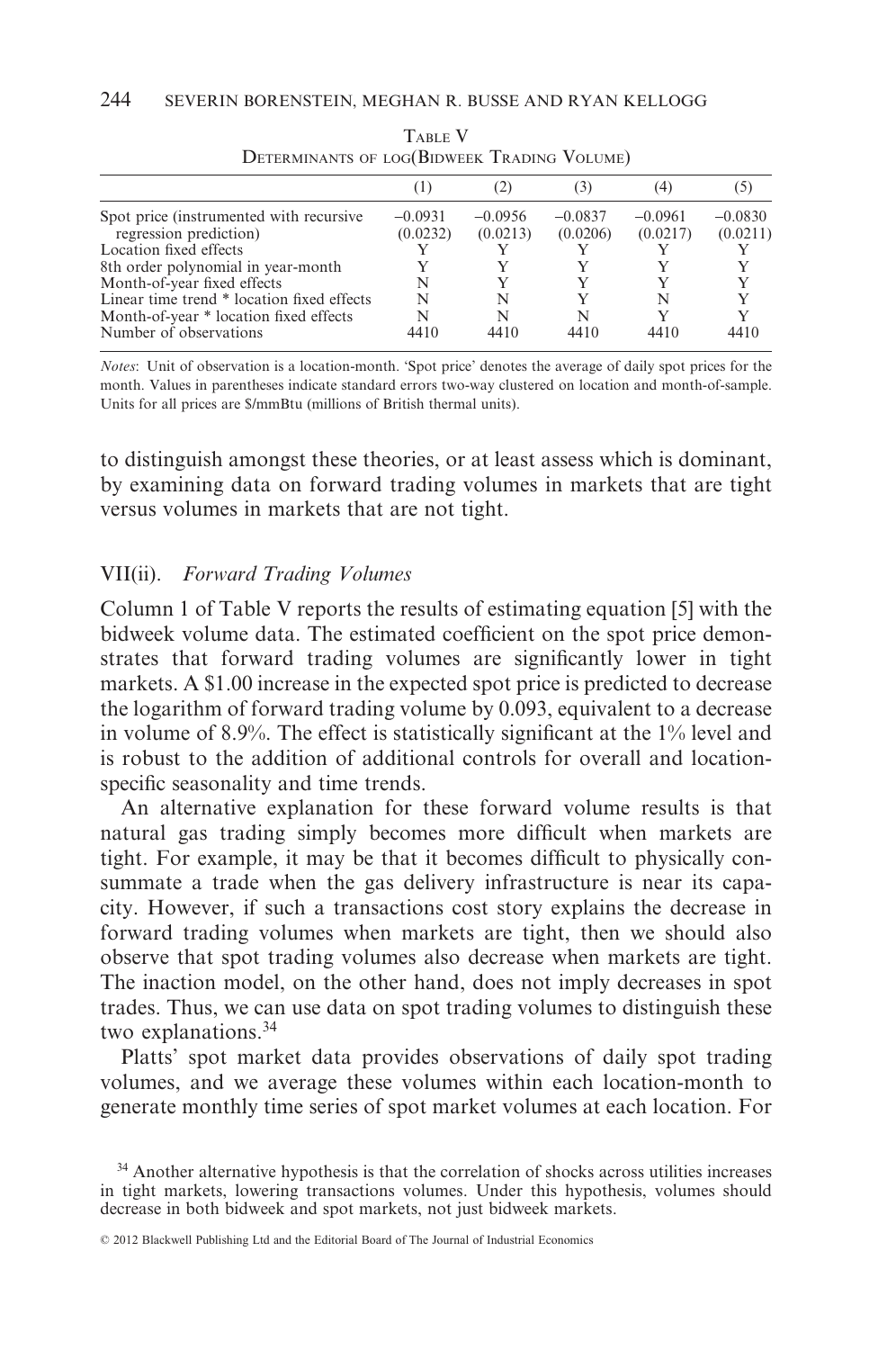Table V

Determinants of log(Bidweek Trading Volume)

| | (1) | (2) | (3) | (4) | (5) |
|---|---|---|---|---|---|
| Spot price (instrumented with recursive regression prediction) | −0.0931 (0.0232) | −0.0956 (0.0213) | −0.0837 (0.0206) | −0.0961 (0.0217) | −0.0830 (0.0211) |
| Location fixed effects | Y | Y | Y | Y | Y |
| 8th order polynomial in year-month | Y | Y | Y | Y | Y |
| Month-of-year fixed effects | N | Y | Y | Y | Y |
| Linear time trend * location fixed effects | N | N | Y | N | Y |
| Month-of-year * location fixed effects | N | N | N | Y | Y |
| Number of observations | 4410 | 4410 | 4410 | 4410 | 4410 |

*Notes*: Unit of observation is a location-month. 'Spot price' denotes the average of daily spot prices for the month. Values in parentheses indicate standard errors two-way clustered on location and month-of-sample. Units for all prices are $/mmBtu (millions of British thermal units).

to distinguish amongst these theories, or at least assess which is dominant, by examining data on forward trading volumes in markets that are tight versus volumes in markets that are not tight.

### VII(ii). *Forward Trading Volumes*

Column 1 of Table V reports the results of estimating equation [5] with the bidweek volume data. The estimated coefficient on the spot price demonstrates that forward trading volumes are significantly lower in tight markets. A $1.00 increase in the expected spot price is predicted to decrease the logarithm of forward trading volume by 0.093, equivalent to a decrease in volume of 8.9%. The effect is statistically significant at the 1% level and is robust to the addition of additional controls for overall and location-specific seasonality and time trends.

An alternative explanation for these forward volume results is that natural gas trading simply becomes more difficult when markets are tight. For example, it may be that it becomes difficult to physically consummate a trade when the gas delivery infrastructure is near its capacity. However, if such a transactions cost story explains the decrease in forward trading volumes when markets are tight, then we should also observe that spot trading volumes also decrease when markets are tight. The inaction model, on the other hand, does not imply decreases in spot trades. Thus, we can use data on spot trading volumes to distinguish these two explanations.[34]

Platts' spot market data provides observations of daily spot trading volumes, and we average these volumes within each location-month to generate monthly time series of spot market volumes at each location. For

[34] Another alternative hypothesis is that the correlation of shocks across utilities increases in tight markets, lowering transactions volumes. Under this hypothesis, volumes should decrease in both bidweek and spot markets, not just bidweek markets.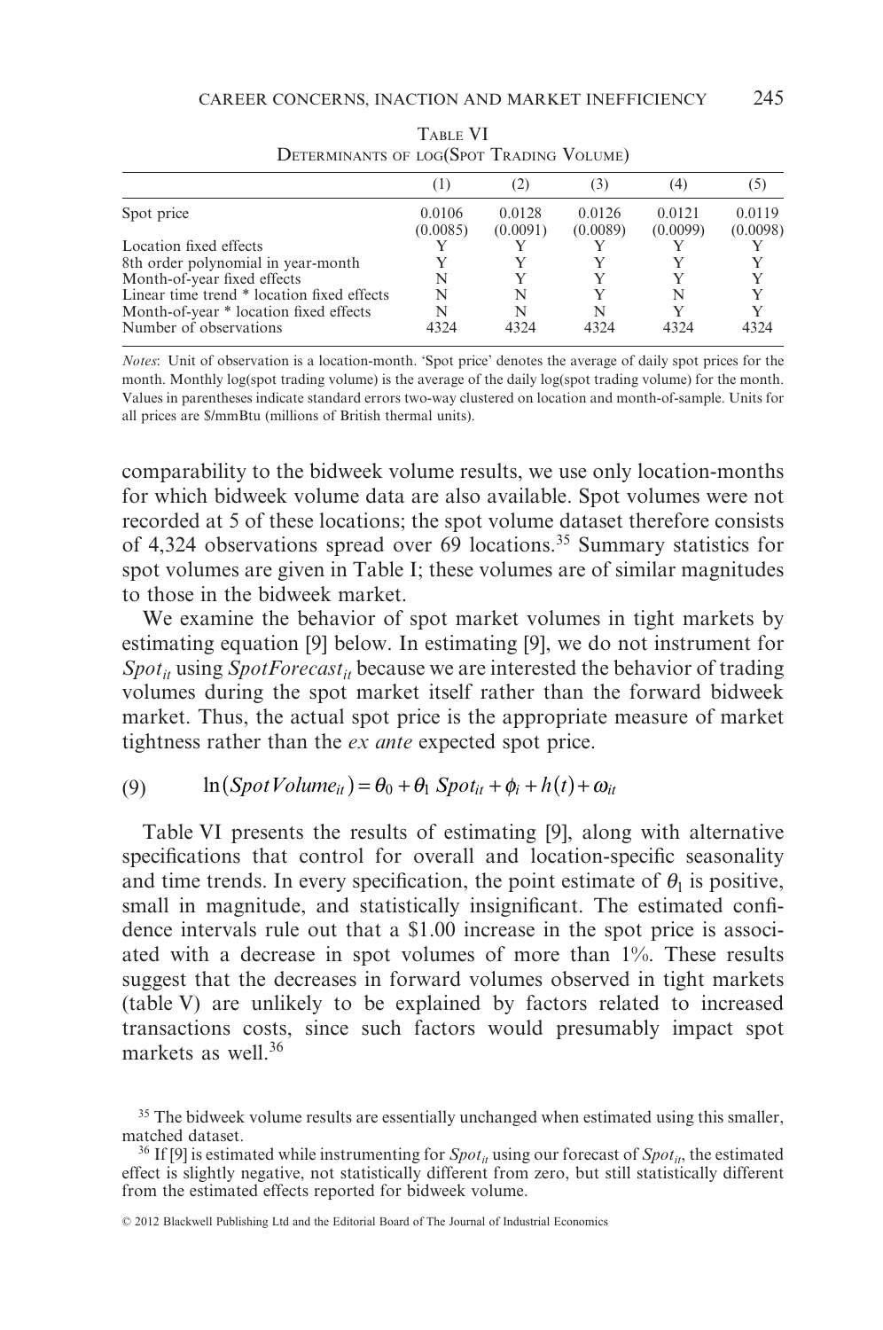Table VI
Determinants of log(Spot Trading Volume)

| | (1) | (2) | (3) | (4) | (5) |
|---|---|---|---|---|---|
| Spot price | 0.0106 | 0.0128 | 0.0126 | 0.0121 | 0.0119 |
| | (0.0085) | (0.0091) | (0.0089) | (0.0099) | (0.0098) |
| Location fixed effects | Y | Y | Y | Y | Y |
| 8th order polynomial in year-month | Y | Y | Y | Y | Y |
| Month-of-year fixed effects | N | Y | Y | Y | Y |
| Linear time trend * location fixed effects | N | N | Y | N | Y |
| Month-of-year * location fixed effects | N | N | N | Y | Y |
| Number of observations | 4324 | 4324 | 4324 | 4324 | 4324 |

*Notes*: Unit of observation is a location-month. 'Spot price' denotes the average of daily spot prices for the month. Monthly log(spot trading volume) is the average of the daily log(spot trading volume) for the month. Values in parentheses indicate standard errors two-way clustered on location and month-of-sample. Units for all prices are $/mmBtu (millions of British thermal units).

comparability to the bidweek volume results, we use only location-months for which bidweek volume data are also available. Spot volumes were not recorded at 5 of these locations; the spot volume dataset therefore consists of 4,324 observations spread over 69 locations.[35] Summary statistics for spot volumes are given in Table I; these volumes are of similar magnitudes to those in the bidweek market.

We examine the behavior of spot market volumes in tight markets by estimating equation [9] below. In estimating [9], we do not instrument for $Spot_{it}$ using $SpotForecast_{it}$ because we are interested the behavior of trading volumes during the spot market itself rather than the forward bidweek market. Thus, the actual spot price is the appropriate measure of market tightness rather than the *ex ante* expected spot price.

$$\text{(9)} \qquad \ln(SpotVolume_{it}) = \theta_0 + \theta_1 \, Spot_{it} + \phi_i + h(t) + \omega_{it}$$

Table VI presents the results of estimating [9], along with alternative specifications that control for overall and location-specific seasonality and time trends. In every specification, the point estimate of $\theta_1$ is positive, small in magnitude, and statistically insignificant. The estimated confidence intervals rule out that a $1.00 increase in the spot price is associated with a decrease in spot volumes of more than 1%. These results suggest that the decreases in forward volumes observed in tight markets (table V) are unlikely to be explained by factors related to increased transactions costs, since such factors would presumably impact spot markets as well.[36]

[35] The bidweek volume results are essentially unchanged when estimated using this smaller, matched dataset.

[36] If [9] is estimated while instrumenting for $Spot_{it}$ using our forecast of $Spot_{it}$, the estimated effect is slightly negative, not statistically different from zero, but still statistically different from the estimated effects reported for bidweek volume.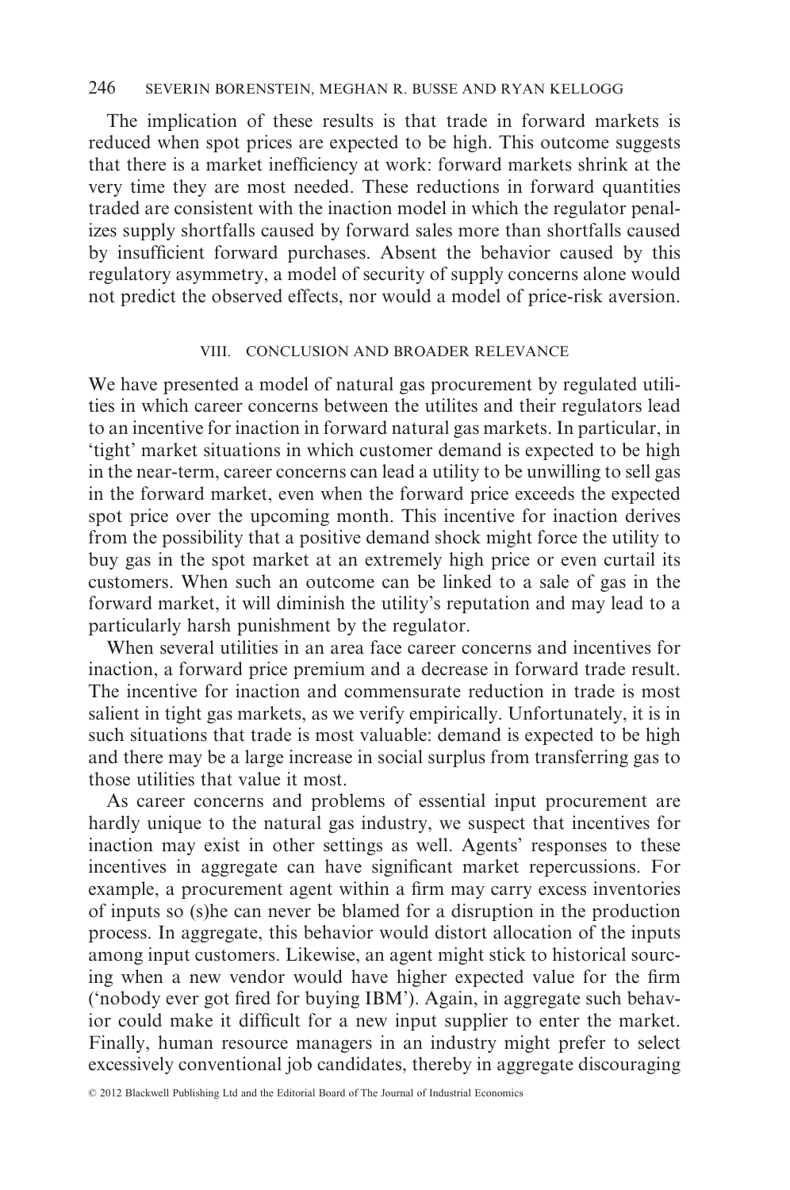The implication of these results is that trade in forward markets is reduced when spot prices are expected to be high. This outcome suggests that there is a market inefficiency at work: forward markets shrink at the very time they are most needed. These reductions in forward quantities traded are consistent with the inaction model in which the regulator penalizes supply shortfalls caused by forward sales more than shortfalls caused by insufficient forward purchases. Absent the behavior caused by this regulatory asymmetry, a model of security of supply concerns alone would not predict the observed effects, nor would a model of price-risk aversion.

## VIII. CONCLUSION AND BROADER RELEVANCE

We have presented a model of natural gas procurement by regulated utilities in which career concerns between the utilites and their regulators lead to an incentive for inaction in forward natural gas markets. In particular, in 'tight' market situations in which customer demand is expected to be high in the near-term, career concerns can lead a utility to be unwilling to sell gas in the forward market, even when the forward price exceeds the expected spot price over the upcoming month. This incentive for inaction derives from the possibility that a positive demand shock might force the utility to buy gas in the spot market at an extremely high price or even curtail its customers. When such an outcome can be linked to a sale of gas in the forward market, it will diminish the utility's reputation and may lead to a particularly harsh punishment by the regulator.

When several utilities in an area face career concerns and incentives for inaction, a forward price premium and a decrease in forward trade result. The incentive for inaction and commensurate reduction in trade is most salient in tight gas markets, as we verify empirically. Unfortunately, it is in such situations that trade is most valuable: demand is expected to be high and there may be a large increase in social surplus from transferring gas to those utilities that value it most.

As career concerns and problems of essential input procurement are hardly unique to the natural gas industry, we suspect that incentives for inaction may exist in other settings as well. Agents' responses to these incentives in aggregate can have significant market repercussions. For example, a procurement agent within a firm may carry excess inventories of inputs so (s)he can never be blamed for a disruption in the production process. In aggregate, this behavior would distort allocation of the inputs among input customers. Likewise, an agent might stick to historical sourcing when a new vendor would have higher expected value for the firm ('nobody ever got fired for buying IBM'). Again, in aggregate such behavior could make it difficult for a new input supplier to enter the market. Finally, human resource managers in an industry might prefer to select excessively conventional job candidates, thereby in aggregate discouraging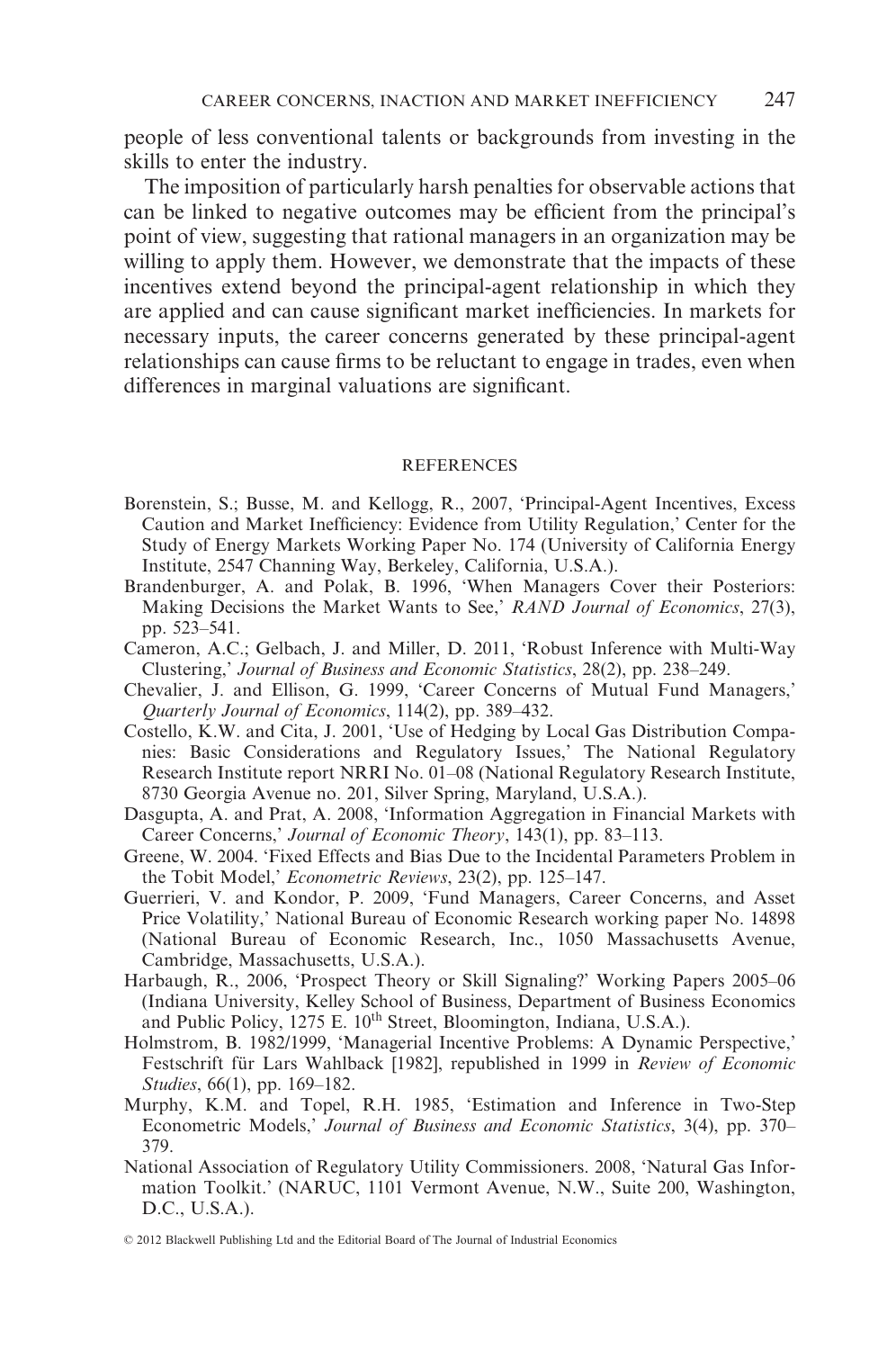people of less conventional talents or backgrounds from investing in the skills to enter the industry.

The imposition of particularly harsh penalties for observable actions that can be linked to negative outcomes may be efficient from the principal's point of view, suggesting that rational managers in an organization may be willing to apply them. However, we demonstrate that the impacts of these incentives extend beyond the principal-agent relationship in which they are applied and can cause significant market inefficiencies. In markets for necessary inputs, the career concerns generated by these principal-agent relationships can cause firms to be reluctant to engage in trades, even when differences in marginal valuations are significant.

## REFERENCES

Borenstein, S.; Busse, M. and Kellogg, R., 2007, 'Principal-Agent Incentives, Excess Caution and Market Inefficiency: Evidence from Utility Regulation,' Center for the Study of Energy Markets Working Paper No. 174 (University of California Energy Institute, 2547 Channing Way, Berkeley, California, U.S.A.).

Brandenburger, A. and Polak, B. 1996, 'When Managers Cover their Posteriors: Making Decisions the Market Wants to See,' *RAND Journal of Economics*, 27(3), pp. 523–541.

Cameron, A.C.; Gelbach, J. and Miller, D. 2011, 'Robust Inference with Multi-Way Clustering,' *Journal of Business and Economic Statistics*, 28(2), pp. 238–249.

Chevalier, J. and Ellison, G. 1999, 'Career Concerns of Mutual Fund Managers,' *Quarterly Journal of Economics*, 114(2), pp. 389–432.

Costello, K.W. and Cita, J. 2001, 'Use of Hedging by Local Gas Distribution Companies: Basic Considerations and Regulatory Issues,' The National Regulatory Research Institute report NRRI No. 01–08 (National Regulatory Research Institute, 8730 Georgia Avenue no. 201, Silver Spring, Maryland, U.S.A.).

Dasgupta, A. and Prat, A. 2008, 'Information Aggregation in Financial Markets with Career Concerns,' *Journal of Economic Theory*, 143(1), pp. 83–113.

Greene, W. 2004. 'Fixed Effects and Bias Due to the Incidental Parameters Problem in the Tobit Model,' *Econometric Reviews*, 23(2), pp. 125–147.

Guerrieri, V. and Kondor, P. 2009, 'Fund Managers, Career Concerns, and Asset Price Volatility,' National Bureau of Economic Research working paper No. 14898 (National Bureau of Economic Research, Inc., 1050 Massachusetts Avenue, Cambridge, Massachusetts, U.S.A.).

Harbaugh, R., 2006, 'Prospect Theory or Skill Signaling?' Working Papers 2005–06 (Indiana University, Kelley School of Business, Department of Business Economics and Public Policy, 1275 E. 10th Street, Bloomington, Indiana, U.S.A.).

Holmstrom, B. 1982/1999, 'Managerial Incentive Problems: A Dynamic Perspective,' Festschrift für Lars Wahlback [1982], republished in 1999 in *Review of Economic Studies*, 66(1), pp. 169–182.

Murphy, K.M. and Topel, R.H. 1985, 'Estimation and Inference in Two-Step Econometric Models,' *Journal of Business and Economic Statistics*, 3(4), pp. 370–379.

National Association of Regulatory Utility Commissioners. 2008, 'Natural Gas Information Toolkit.' (NARUC, 1101 Vermont Avenue, N.W., Suite 200, Washington, D.C., U.S.A.).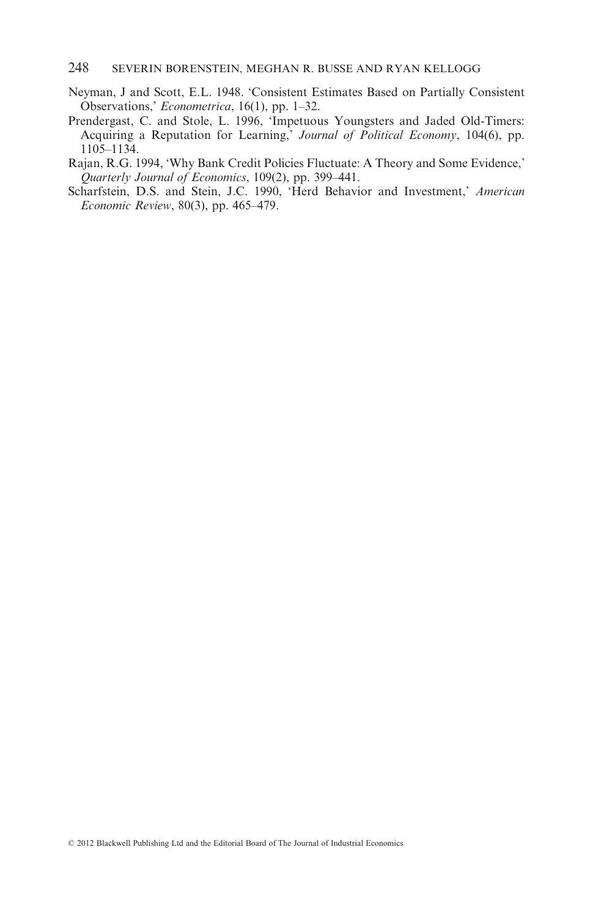Neyman, J and Scott, E.L. 1948. 'Consistent Estimates Based on Partially Consistent Observations,' *Econometrica*, 16(1), pp. 1–32.

Prendergast, C. and Stole, L. 1996, 'Impetuous Youngsters and Jaded Old-Timers: Acquiring a Reputation for Learning,' *Journal of Political Economy*, 104(6), pp. 1105–1134.

Rajan, R.G. 1994, 'Why Bank Credit Policies Fluctuate: A Theory and Some Evidence,' *Quarterly Journal of Economics*, 109(2), pp. 399–441.

Scharfstein, D.S. and Stein, J.C. 1990, 'Herd Behavior and Investment,' *American Economic Review*, 80(3), pp. 465–479.